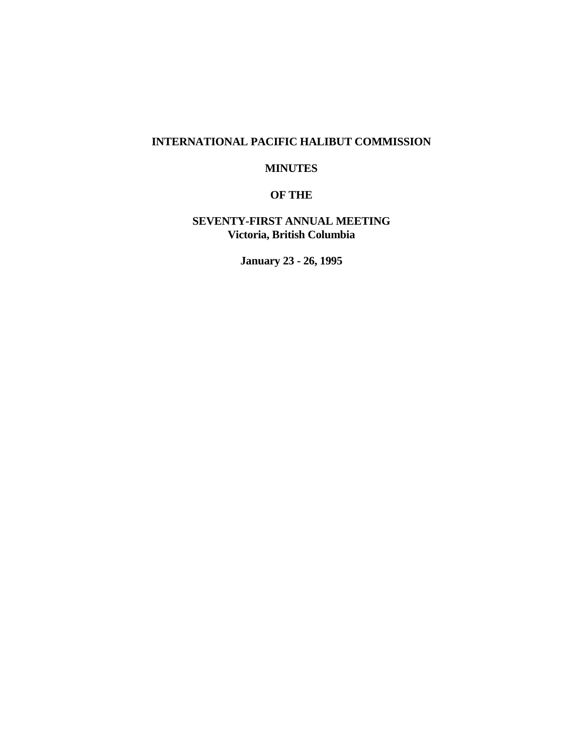# INTERNATIONAL PACIFIC HALIBUT COMMISSION

# MINUTES

# OF THE

# SEVENTY-FIRST ANNUAL MEETING
**Victoria, British Columbia**

**January 23 - 26, 1995**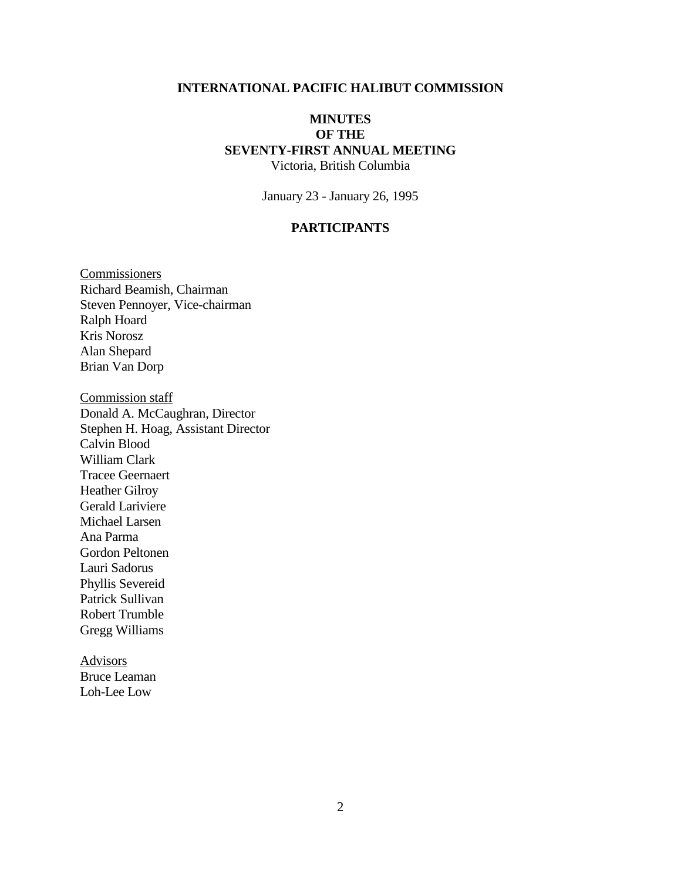**INTERNATIONAL PACIFIC HALIBUT COMMISSION**

**MINUTES**
**OF THE**
**SEVENTY-FIRST ANNUAL MEETING**
Victoria, British Columbia

January 23 - January 26, 1995

## PARTICIPANTS

Commissioners
Richard Beamish, Chairman
Steven Pennoyer, Vice-chairman
Ralph Hoard
Kris Norosz
Alan Shepard
Brian Van Dorp

Commission staff
Donald A. McCaughran, Director
Stephen H. Hoag, Assistant Director
Calvin Blood
William Clark
Tracee Geernaert
Heather Gilroy
Gerald Lariviere
Michael Larsen
Ana Parma
Gordon Peltonen
Lauri Sadorus
Phyllis Severeid
Patrick Sullivan
Robert Trumble
Gregg Williams

Advisors
Bruce Leaman
Loh-Lee Low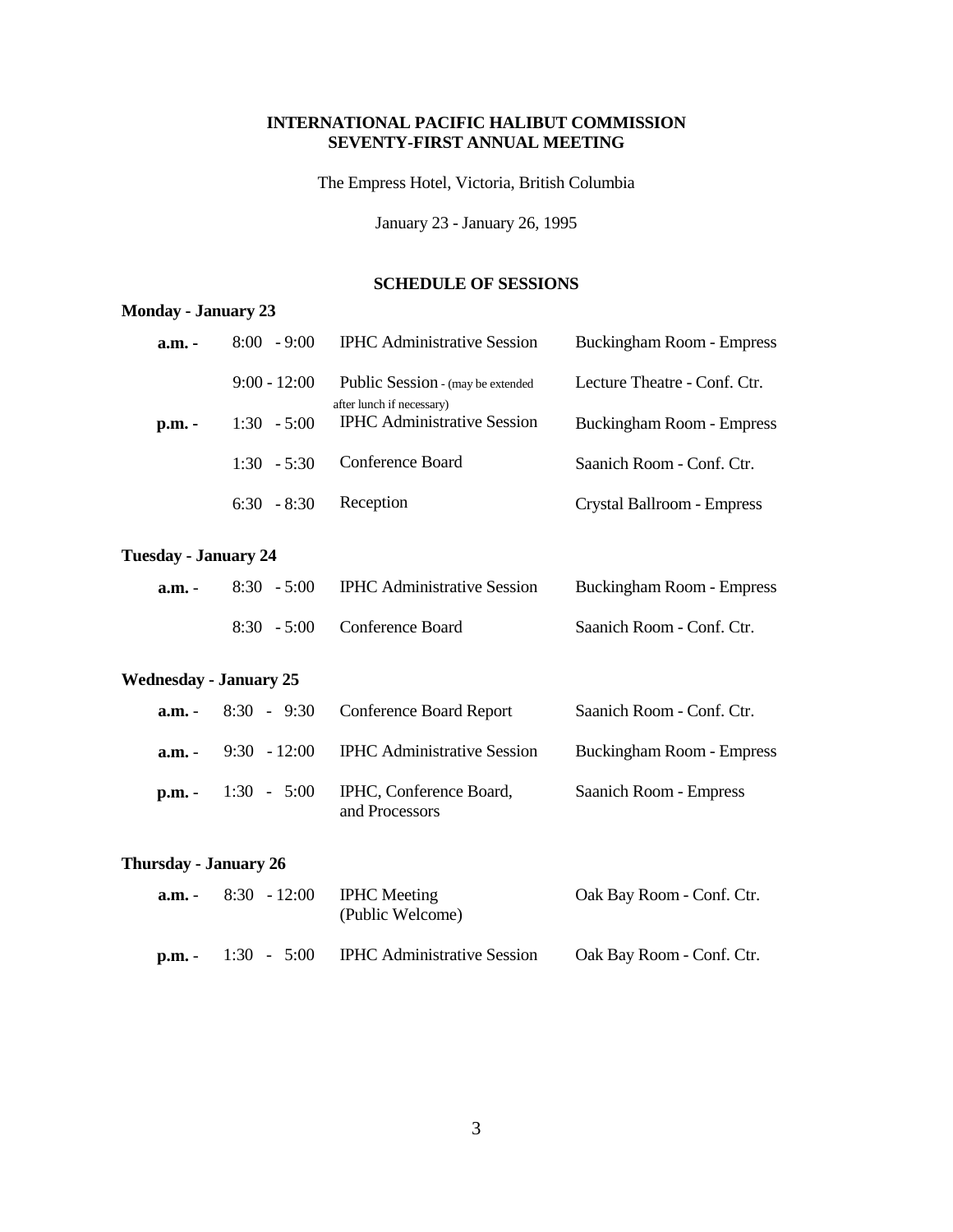**INTERNATIONAL PACIFIC HALIBUT COMMISSION**
**SEVENTY-FIRST ANNUAL MEETING**

The Empress Hotel, Victoria, British Columbia

January 23 - January 26, 1995

## SCHEDULE OF SESSIONS

### Monday - January 23

| | Time | Session | Location |
|---|---|---|---|
| **a.m. -** | 8:00 - 9:00 | IPHC Administrative Session | Buckingham Room - Empress |
| | 9:00 - 12:00 | Public Session - (may be extended after lunch if necessary) | Lecture Theatre - Conf. Ctr. |
| **p.m. -** | 1:30 - 5:00 | IPHC Administrative Session | Buckingham Room - Empress |
| | 1:30 - 5:30 | Conference Board | Saanich Room - Conf. Ctr. |
| | 6:30 - 8:30 | Reception | Crystal Ballroom - Empress |

### Tuesday - January 24

| | Time | Session | Location |
|---|---|---|---|
| **a.m. -** | 8:30 - 5:00 | IPHC Administrative Session | Buckingham Room - Empress |
| | 8:30 - 5:00 | Conference Board | Saanich Room - Conf. Ctr. |

### Wednesday - January 25

| | Time | Session | Location |
|---|---|---|---|
| **a.m. -** | 8:30 - 9:30 | Conference Board Report | Saanich Room - Conf. Ctr. |
| **a.m. -** | 9:30 - 12:00 | IPHC Administrative Session | Buckingham Room - Empress |
| **p.m. -** | 1:30 - 5:00 | IPHC, Conference Board, and Processors | Saanich Room - Empress |

### Thursday - January 26

| | Time | Session | Location |
|---|---|---|---|
| **a.m. -** | 8:30 - 12:00 | IPHC Meeting (Public Welcome) | Oak Bay Room - Conf. Ctr. |
| **p.m. -** | 1:30 - 5:00 | IPHC Administrative Session | Oak Bay Room - Conf. Ctr. |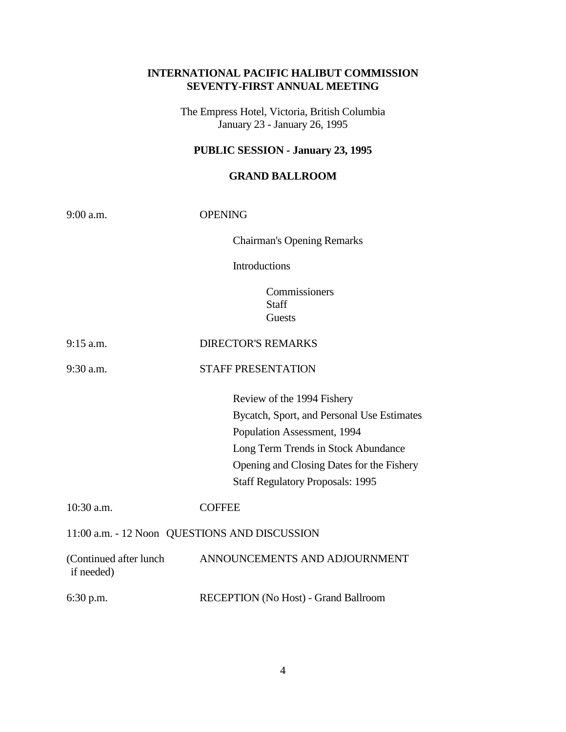**INTERNATIONAL PACIFIC HALIBUT COMMISSION**
**SEVENTY-FIRST ANNUAL MEETING**

The Empress Hotel, Victoria, British Columbia
January 23 - January 26, 1995

**PUBLIC SESSION - January 23, 1995**

**GRAND BALLROOM**

9:00 a.m. OPENING

- Chairman's Opening Remarks
- Introductions
  - Commissioners
  - Staff
  - Guests

9:15 a.m. DIRECTOR'S REMARKS

9:30 a.m. STAFF PRESENTATION

- Review of the 1994 Fishery
- Bycatch, Sport, and Personal Use Estimates
- Population Assessment, 1994
- Long Term Trends in Stock Abundance
- Opening and Closing Dates for the Fishery
- Staff Regulatory Proposals: 1995

10:30 a.m. COFFEE

11:00 a.m. - 12 Noon QUESTIONS AND DISCUSSION

(Continued after lunch if needed) ANNOUNCEMENTS AND ADJOURNMENT

6:30 p.m. RECEPTION (No Host) - Grand Ballroom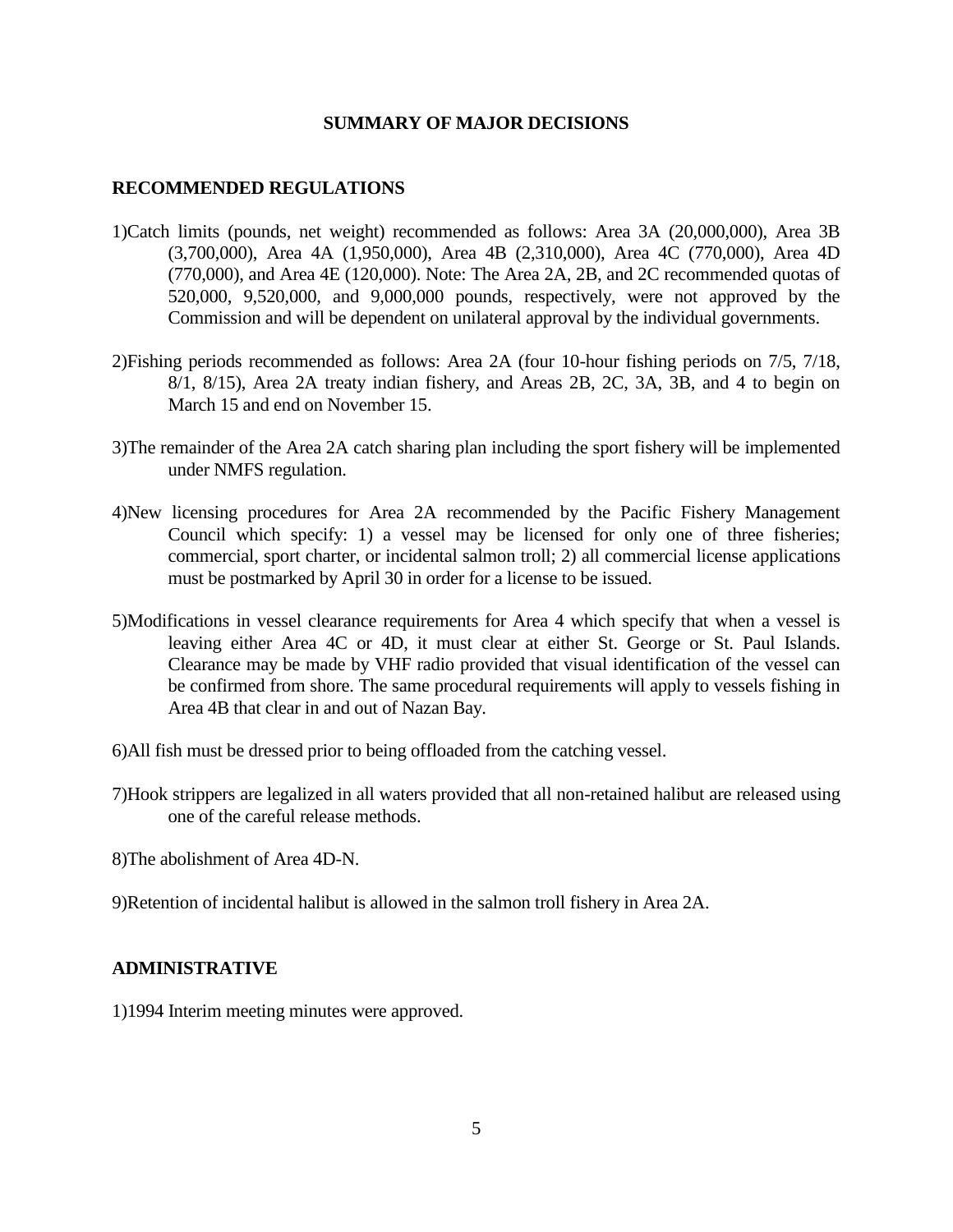## SUMMARY OF MAJOR DECISIONS

### RECOMMENDED REGULATIONS

1)Catch limits (pounds, net weight) recommended as follows: Area 3A (20,000,000), Area 3B (3,700,000), Area 4A (1,950,000), Area 4B (2,310,000), Area 4C (770,000), Area 4D (770,000), and Area 4E (120,000). Note: The Area 2A, 2B, and 2C recommended quotas of 520,000, 9,520,000, and 9,000,000 pounds, respectively, were not approved by the Commission and will be dependent on unilateral approval by the individual governments.

2)Fishing periods recommended as follows: Area 2A (four 10-hour fishing periods on 7/5, 7/18, 8/1, 8/15), Area 2A treaty indian fishery, and Areas 2B, 2C, 3A, 3B, and 4 to begin on March 15 and end on November 15.

3)The remainder of the Area 2A catch sharing plan including the sport fishery will be implemented under NMFS regulation.

4)New licensing procedures for Area 2A recommended by the Pacific Fishery Management Council which specify: 1) a vessel may be licensed for only one of three fisheries; commercial, sport charter, or incidental salmon troll; 2) all commercial license applications must be postmarked by April 30 in order for a license to be issued.

5)Modifications in vessel clearance requirements for Area 4 which specify that when a vessel is leaving either Area 4C or 4D, it must clear at either St. George or St. Paul Islands. Clearance may be made by VHF radio provided that visual identification of the vessel can be confirmed from shore. The same procedural requirements will apply to vessels fishing in Area 4B that clear in and out of Nazan Bay.

6)All fish must be dressed prior to being offloaded from the catching vessel.

7)Hook strippers are legalized in all waters provided that all non-retained halibut are released using one of the careful release methods.

8)The abolishment of Area 4D-N.

9)Retention of incidental halibut is allowed in the salmon troll fishery in Area 2A.

### ADMINISTRATIVE

1)1994 Interim meeting minutes were approved.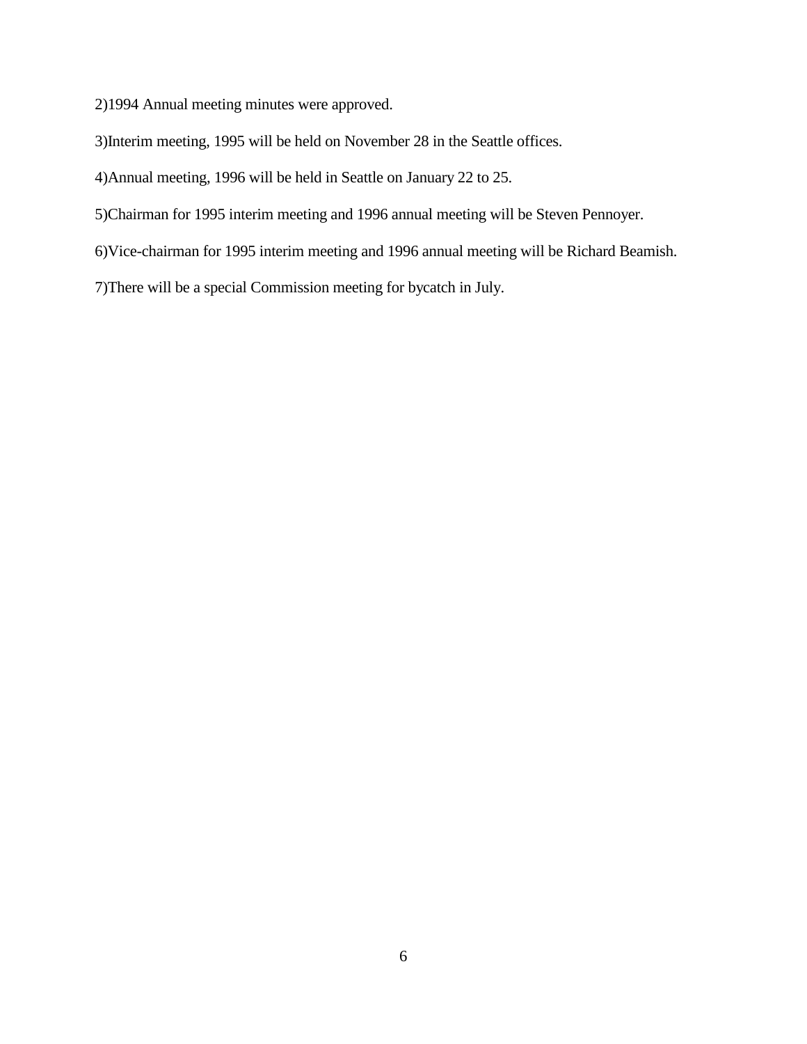2)1994 Annual meeting minutes were approved.

3)Interim meeting, 1995 will be held on November 28 in the Seattle offices.

4)Annual meeting, 1996 will be held in Seattle on January 22 to 25.

5)Chairman for 1995 interim meeting and 1996 annual meeting will be Steven Pennoyer.

6)Vice-chairman for 1995 interim meeting and 1996 annual meeting will be Richard Beamish.

7)There will be a special Commission meeting for bycatch in July.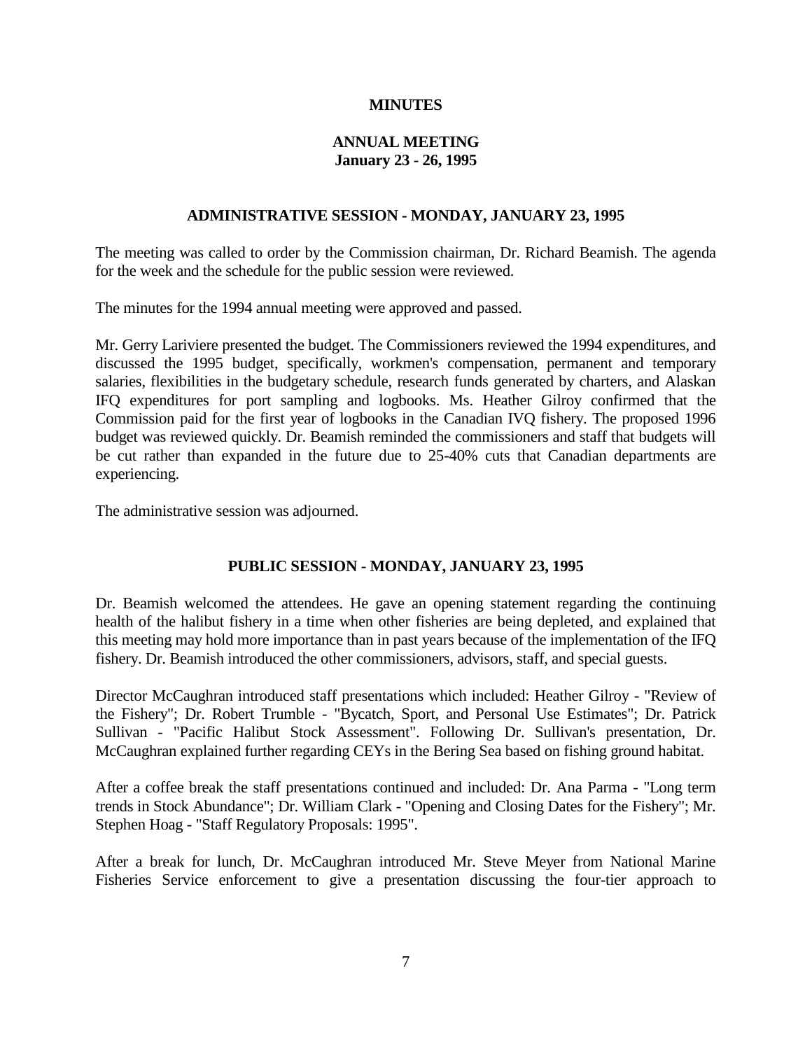# MINUTES

## ANNUAL MEETING
## January 23 - 26, 1995

### ADMINISTRATIVE SESSION - MONDAY, JANUARY 23, 1995

The meeting was called to order by the Commission chairman, Dr. Richard Beamish. The agenda for the week and the schedule for the public session were reviewed.

The minutes for the 1994 annual meeting were approved and passed.

Mr. Gerry Lariviere presented the budget. The Commissioners reviewed the 1994 expenditures, and discussed the 1995 budget, specifically, workmen's compensation, permanent and temporary salaries, flexibilities in the budgetary schedule, research funds generated by charters, and Alaskan IFQ expenditures for port sampling and logbooks. Ms. Heather Gilroy confirmed that the Commission paid for the first year of logbooks in the Canadian IVQ fishery. The proposed 1996 budget was reviewed quickly. Dr. Beamish reminded the commissioners and staff that budgets will be cut rather than expanded in the future due to 25-40% cuts that Canadian departments are experiencing.

The administrative session was adjourned.

### PUBLIC SESSION - MONDAY, JANUARY 23, 1995

Dr. Beamish welcomed the attendees. He gave an opening statement regarding the continuing health of the halibut fishery in a time when other fisheries are being depleted, and explained that this meeting may hold more importance than in past years because of the implementation of the IFQ fishery. Dr. Beamish introduced the other commissioners, advisors, staff, and special guests.

Director McCaughran introduced staff presentations which included: Heather Gilroy - "Review of the Fishery"; Dr. Robert Trumble - "Bycatch, Sport, and Personal Use Estimates"; Dr. Patrick Sullivan - "Pacific Halibut Stock Assessment". Following Dr. Sullivan's presentation, Dr. McCaughran explained further regarding CEYs in the Bering Sea based on fishing ground habitat.

After a coffee break the staff presentations continued and included: Dr. Ana Parma - "Long term trends in Stock Abundance"; Dr. William Clark - "Opening and Closing Dates for the Fishery"; Mr. Stephen Hoag - "Staff Regulatory Proposals: 1995".

After a break for lunch, Dr. McCaughran introduced Mr. Steve Meyer from National Marine Fisheries Service enforcement to give a presentation discussing the four-tier approach to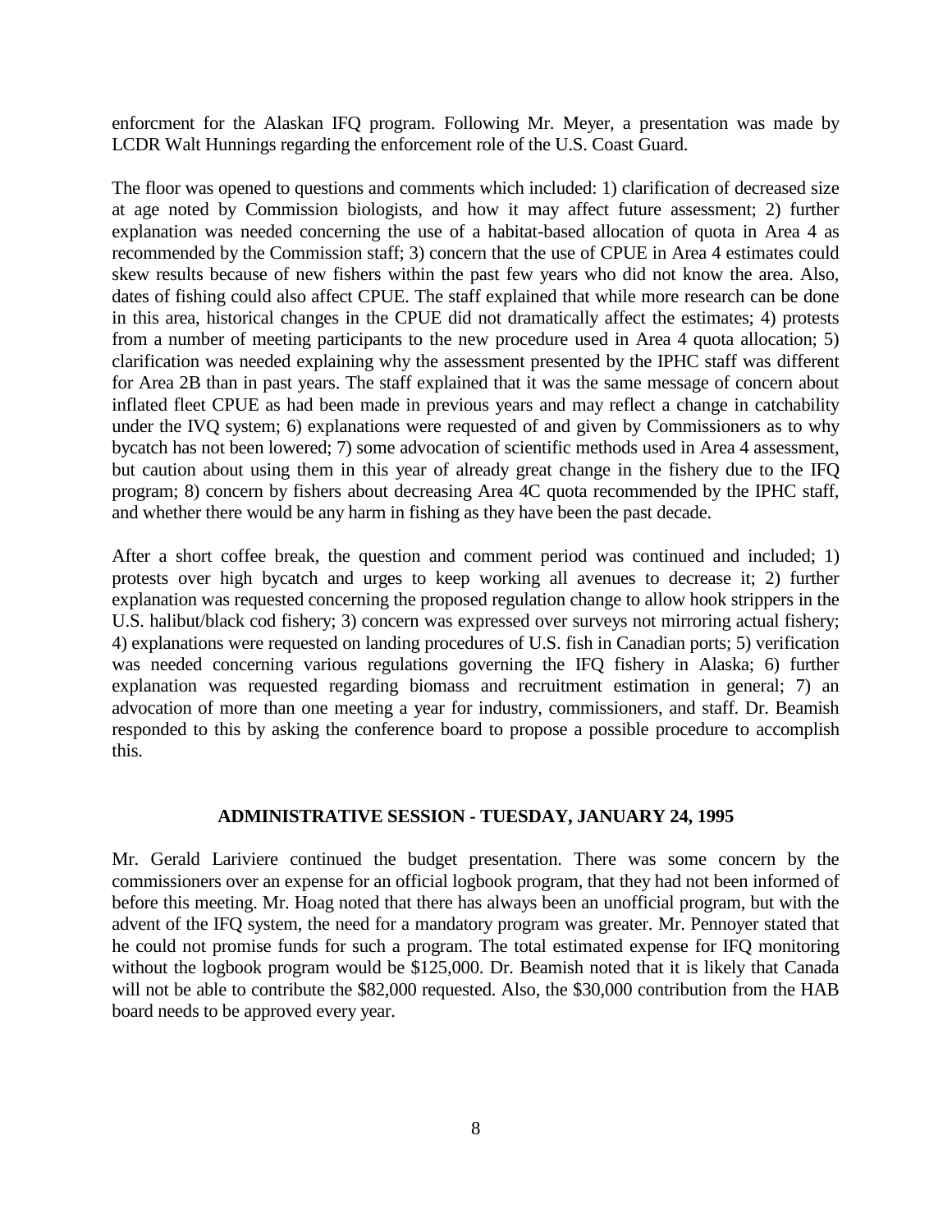enforcment for the Alaskan IFQ program. Following Mr. Meyer, a presentation was made by LCDR Walt Hunnings regarding the enforcement role of the U.S. Coast Guard.

The floor was opened to questions and comments which included: 1) clarification of decreased size at age noted by Commission biologists, and how it may affect future assessment; 2) further explanation was needed concerning the use of a habitat-based allocation of quota in Area 4 as recommended by the Commission staff; 3) concern that the use of CPUE in Area 4 estimates could skew results because of new fishers within the past few years who did not know the area. Also, dates of fishing could also affect CPUE. The staff explained that while more research can be done in this area, historical changes in the CPUE did not dramatically affect the estimates; 4) protests from a number of meeting participants to the new procedure used in Area 4 quota allocation; 5) clarification was needed explaining why the assessment presented by the IPHC staff was different for Area 2B than in past years. The staff explained that it was the same message of concern about inflated fleet CPUE as had been made in previous years and may reflect a change in catchability under the IVQ system; 6) explanations were requested of and given by Commissioners as to why bycatch has not been lowered; 7) some advocation of scientific methods used in Area 4 assessment, but caution about using them in this year of already great change in the fishery due to the IFQ program; 8) concern by fishers about decreasing Area 4C quota recommended by the IPHC staff, and whether there would be any harm in fishing as they have been the past decade.

After a short coffee break, the question and comment period was continued and included; 1) protests over high bycatch and urges to keep working all avenues to decrease it; 2) further explanation was requested concerning the proposed regulation change to allow hook strippers in the U.S. halibut/black cod fishery; 3) concern was expressed over surveys not mirroring actual fishery; 4) explanations were requested on landing procedures of U.S. fish in Canadian ports; 5) verification was needed concerning various regulations governing the IFQ fishery in Alaska; 6) further explanation was requested regarding biomass and recruitment estimation in general; 7) an advocation of more than one meeting a year for industry, commissioners, and staff. Dr. Beamish responded to this by asking the conference board to propose a possible procedure to accomplish this.

## ADMINISTRATIVE SESSION - TUESDAY, JANUARY 24, 1995

Mr. Gerald Lariviere continued the budget presentation. There was some concern by the commissioners over an expense for an official logbook program, that they had not been informed of before this meeting. Mr. Hoag noted that there has always been an unofficial program, but with the advent of the IFQ system, the need for a mandatory program was greater. Mr. Pennoyer stated that he could not promise funds for such a program. The total estimated expense for IFQ monitoring without the logbook program would be $125,000. Dr. Beamish noted that it is likely that Canada will not be able to contribute the $82,000 requested. Also, the $30,000 contribution from the HAB board needs to be approved every year.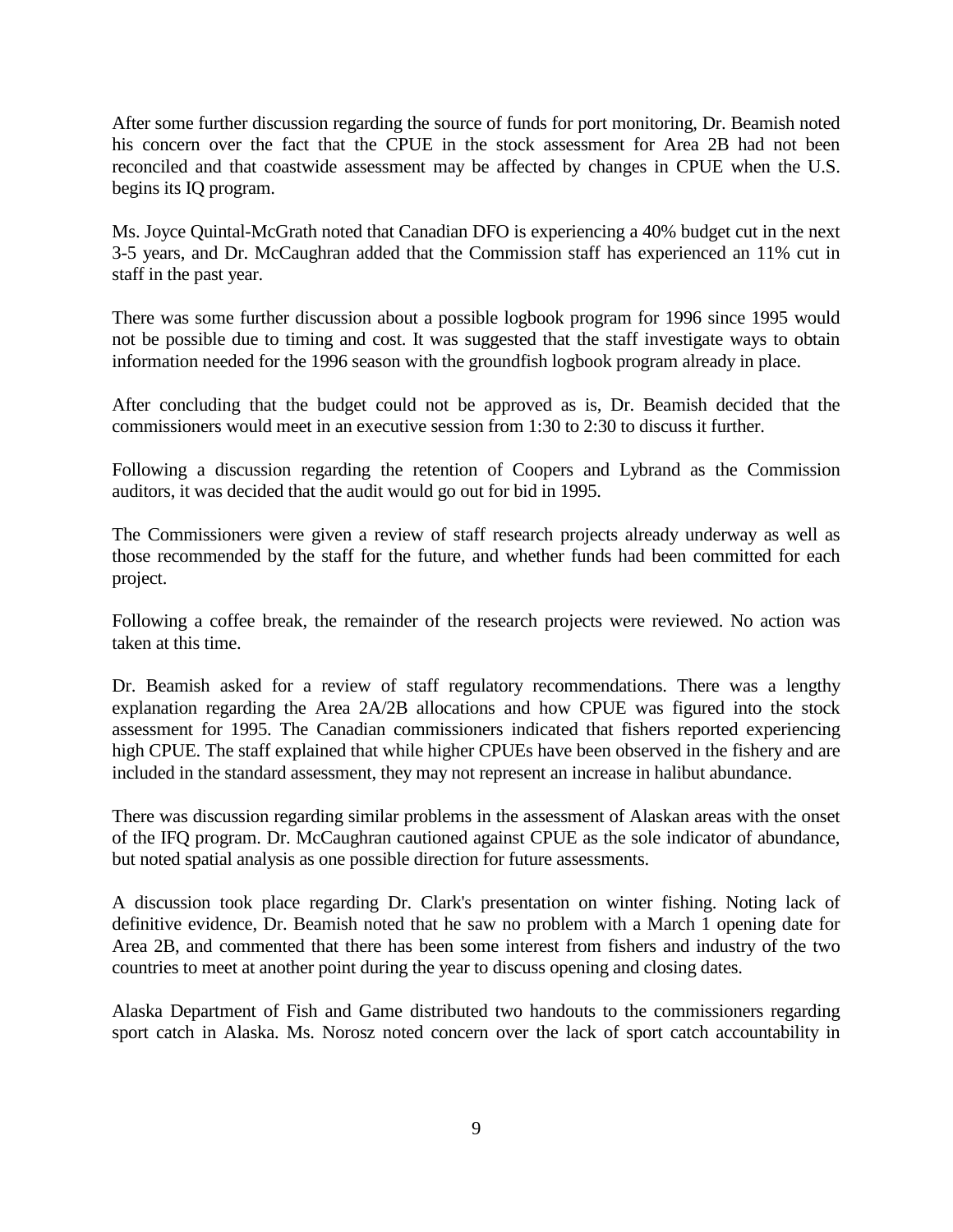After some further discussion regarding the source of funds for port monitoring, Dr. Beamish noted his concern over the fact that the CPUE in the stock assessment for Area 2B had not been reconciled and that coastwide assessment may be affected by changes in CPUE when the U.S. begins its IQ program.

Ms. Joyce Quintal-McGrath noted that Canadian DFO is experiencing a 40% budget cut in the next 3-5 years, and Dr. McCaughran added that the Commission staff has experienced an 11% cut in staff in the past year.

There was some further discussion about a possible logbook program for 1996 since 1995 would not be possible due to timing and cost. It was suggested that the staff investigate ways to obtain information needed for the 1996 season with the groundfish logbook program already in place.

After concluding that the budget could not be approved as is, Dr. Beamish decided that the commissioners would meet in an executive session from 1:30 to 2:30 to discuss it further.

Following a discussion regarding the retention of Coopers and Lybrand as the Commission auditors, it was decided that the audit would go out for bid in 1995.

The Commissioners were given a review of staff research projects already underway as well as those recommended by the staff for the future, and whether funds had been committed for each project.

Following a coffee break, the remainder of the research projects were reviewed. No action was taken at this time.

Dr. Beamish asked for a review of staff regulatory recommendations. There was a lengthy explanation regarding the Area 2A/2B allocations and how CPUE was figured into the stock assessment for 1995. The Canadian commissioners indicated that fishers reported experiencing high CPUE. The staff explained that while higher CPUEs have been observed in the fishery and are included in the standard assessment, they may not represent an increase in halibut abundance.

There was discussion regarding similar problems in the assessment of Alaskan areas with the onset of the IFQ program. Dr. McCaughran cautioned against CPUE as the sole indicator of abundance, but noted spatial analysis as one possible direction for future assessments.

A discussion took place regarding Dr. Clark's presentation on winter fishing. Noting lack of definitive evidence, Dr. Beamish noted that he saw no problem with a March 1 opening date for Area 2B, and commented that there has been some interest from fishers and industry of the two countries to meet at another point during the year to discuss opening and closing dates.

Alaska Department of Fish and Game distributed two handouts to the commissioners regarding sport catch in Alaska. Ms. Norosz noted concern over the lack of sport catch accountability in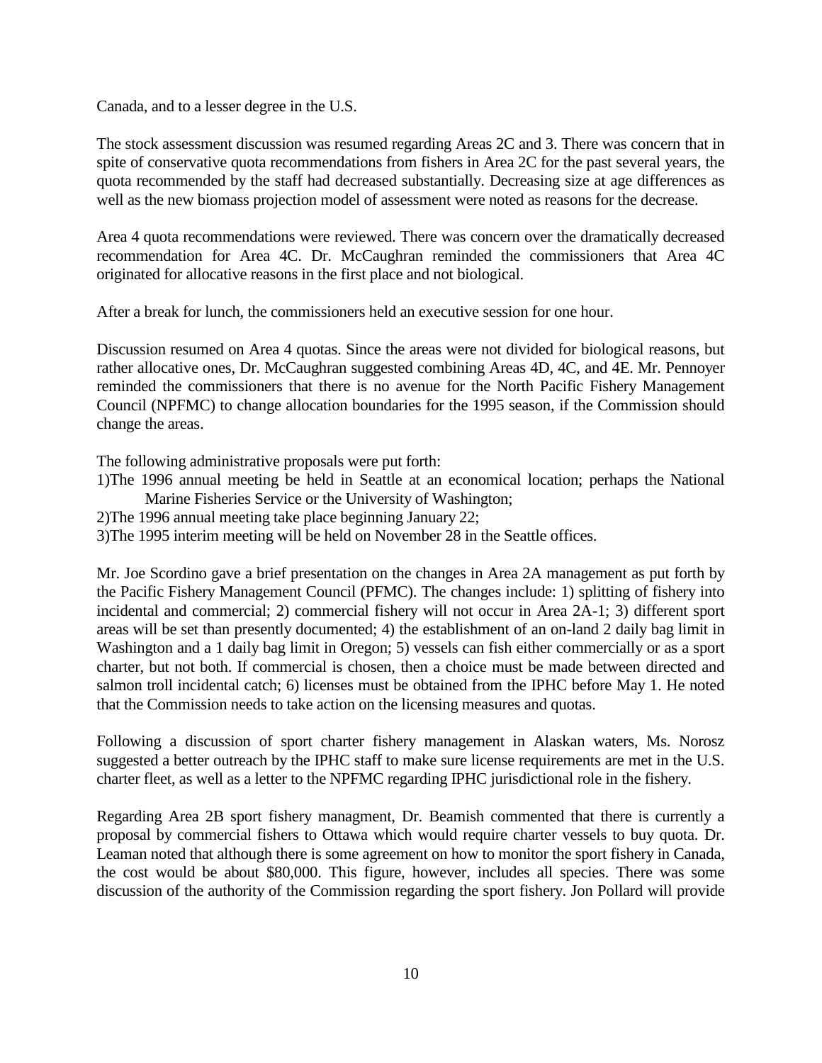Canada, and to a lesser degree in the U.S.

The stock assessment discussion was resumed regarding Areas 2C and 3. There was concern that in spite of conservative quota recommendations from fishers in Area 2C for the past several years, the quota recommended by the staff had decreased substantially. Decreasing size at age differences as well as the new biomass projection model of assessment were noted as reasons for the decrease.

Area 4 quota recommendations were reviewed. There was concern over the dramatically decreased recommendation for Area 4C. Dr. McCaughran reminded the commissioners that Area 4C originated for allocative reasons in the first place and not biological.

After a break for lunch, the commissioners held an executive session for one hour.

Discussion resumed on Area 4 quotas. Since the areas were not divided for biological reasons, but rather allocative ones, Dr. McCaughran suggested combining Areas 4D, 4C, and 4E. Mr. Pennoyer reminded the commissioners that there is no avenue for the North Pacific Fishery Management Council (NPFMC) to change allocation boundaries for the 1995 season, if the Commission should change the areas.

The following administrative proposals were put forth:

1) The 1996 annual meeting be held in Seattle at an economical location; perhaps the National Marine Fisheries Service or the University of Washington;
2) The 1996 annual meeting take place beginning January 22;
3) The 1995 interim meeting will be held on November 28 in the Seattle offices.

Mr. Joe Scordino gave a brief presentation on the changes in Area 2A management as put forth by the Pacific Fishery Management Council (PFMC). The changes include: 1) splitting of fishery into incidental and commercial; 2) commercial fishery will not occur in Area 2A-1; 3) different sport areas will be set than presently documented; 4) the establishment of an on-land 2 daily bag limit in Washington and a 1 daily bag limit in Oregon; 5) vessels can fish either commercially or as a sport charter, but not both. If commercial is chosen, then a choice must be made between directed and salmon troll incidental catch; 6) licenses must be obtained from the IPHC before May 1. He noted that the Commission needs to take action on the licensing measures and quotas.

Following a discussion of sport charter fishery management in Alaskan waters, Ms. Norosz suggested a better outreach by the IPHC staff to make sure license requirements are met in the U.S. charter fleet, as well as a letter to the NPFMC regarding IPHC jurisdictional role in the fishery.

Regarding Area 2B sport fishery managment, Dr. Beamish commented that there is currently a proposal by commercial fishers to Ottawa which would require charter vessels to buy quota. Dr. Leaman noted that although there is some agreement on how to monitor the sport fishery in Canada, the cost would be about $80,000. This figure, however, includes all species. There was some discussion of the authority of the Commission regarding the sport fishery. Jon Pollard will provide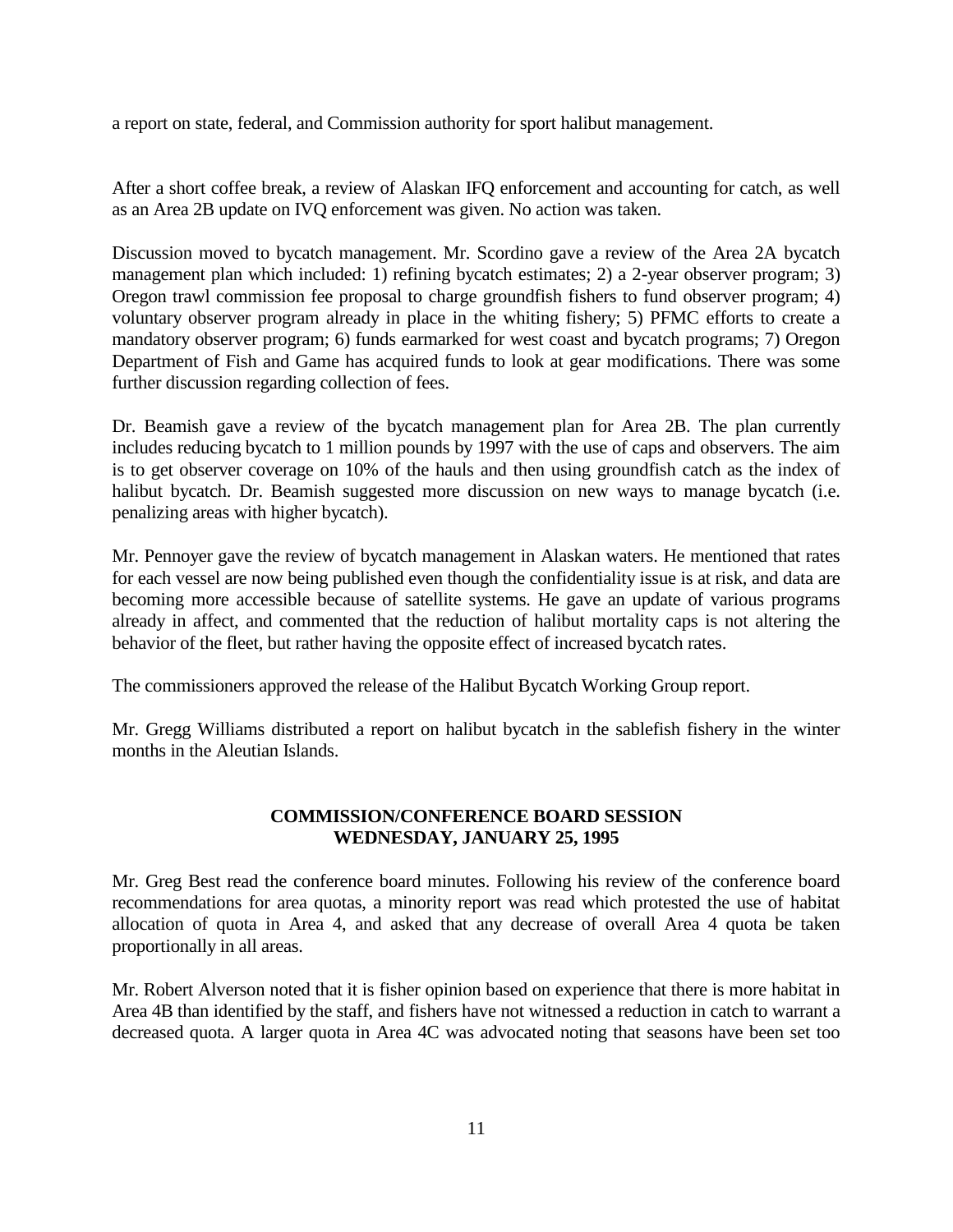a report on state, federal, and Commission authority for sport halibut management.

After a short coffee break, a review of Alaskan IFQ enforcement and accounting for catch, as well as an Area 2B update on IVQ enforcement was given. No action was taken.

Discussion moved to bycatch management. Mr. Scordino gave a review of the Area 2A bycatch management plan which included: 1) refining bycatch estimates; 2) a 2-year observer program; 3) Oregon trawl commission fee proposal to charge groundfish fishers to fund observer program; 4) voluntary observer program already in place in the whiting fishery; 5) PFMC efforts to create a mandatory observer program; 6) funds earmarked for west coast and bycatch programs; 7) Oregon Department of Fish and Game has acquired funds to look at gear modifications. There was some further discussion regarding collection of fees.

Dr. Beamish gave a review of the bycatch management plan for Area 2B. The plan currently includes reducing bycatch to 1 million pounds by 1997 with the use of caps and observers. The aim is to get observer coverage on 10% of the hauls and then using groundfish catch as the index of halibut bycatch. Dr. Beamish suggested more discussion on new ways to manage bycatch (i.e. penalizing areas with higher bycatch).

Mr. Pennoyer gave the review of bycatch management in Alaskan waters. He mentioned that rates for each vessel are now being published even though the confidentiality issue is at risk, and data are becoming more accessible because of satellite systems. He gave an update of various programs already in affect, and commented that the reduction of halibut mortality caps is not altering the behavior of the fleet, but rather having the opposite effect of increased bycatch rates.

The commissioners approved the release of the Halibut Bycatch Working Group report.

Mr. Gregg Williams distributed a report on halibut bycatch in the sablefish fishery in the winter months in the Aleutian Islands.

## COMMISSION/CONFERENCE BOARD SESSION
## WEDNESDAY, JANUARY 25, 1995

Mr. Greg Best read the conference board minutes. Following his review of the conference board recommendations for area quotas, a minority report was read which protested the use of habitat allocation of quota in Area 4, and asked that any decrease of overall Area 4 quota be taken proportionally in all areas.

Mr. Robert Alverson noted that it is fisher opinion based on experience that there is more habitat in Area 4B than identified by the staff, and fishers have not witnessed a reduction in catch to warrant a decreased quota. A larger quota in Area 4C was advocated noting that seasons have been set too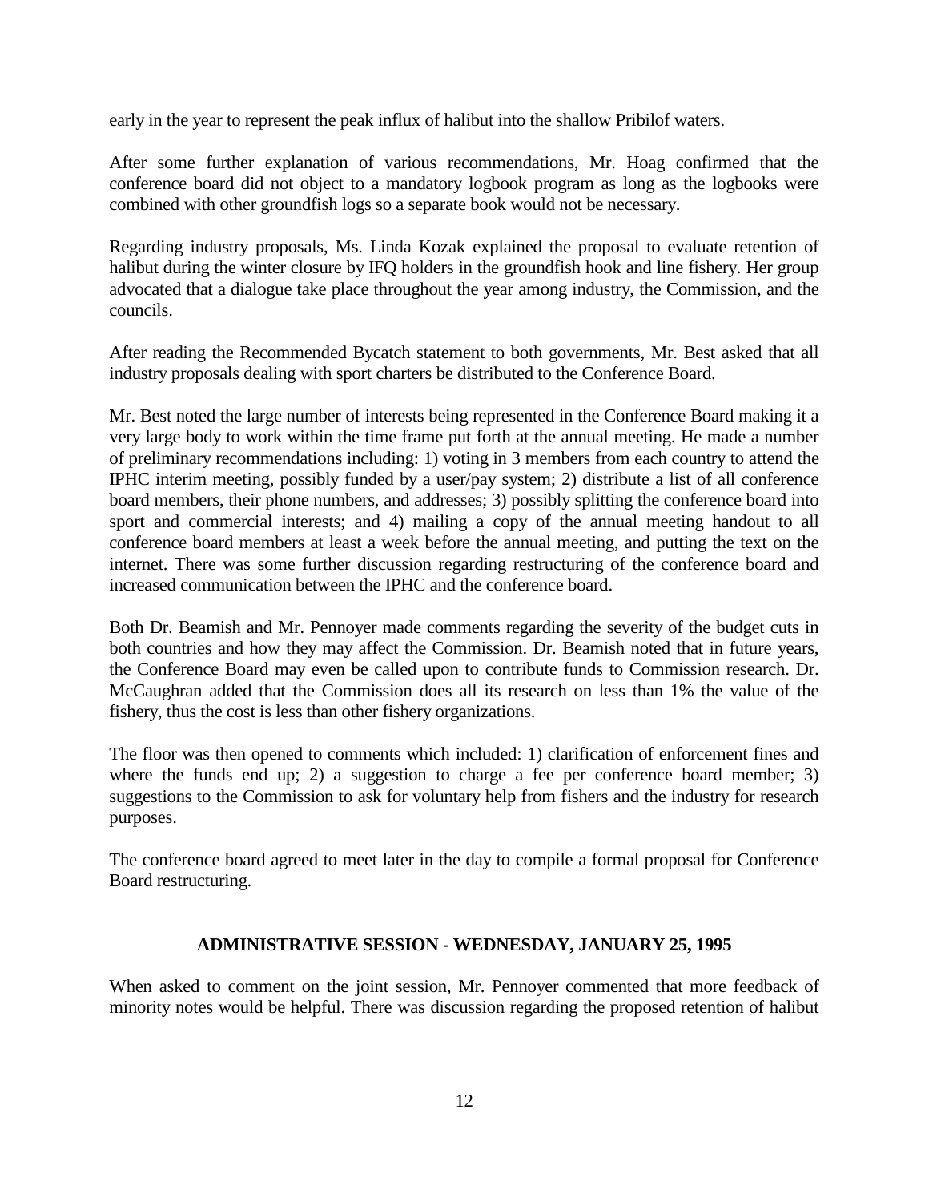early in the year to represent the peak influx of halibut into the shallow Pribilof waters.

After some further explanation of various recommendations, Mr. Hoag confirmed that the conference board did not object to a mandatory logbook program as long as the logbooks were combined with other groundfish logs so a separate book would not be necessary.

Regarding industry proposals, Ms. Linda Kozak explained the proposal to evaluate retention of halibut during the winter closure by IFQ holders in the groundfish hook and line fishery. Her group advocated that a dialogue take place throughout the year among industry, the Commission, and the councils.

After reading the Recommended Bycatch statement to both governments, Mr. Best asked that all industry proposals dealing with sport charters be distributed to the Conference Board.

Mr. Best noted the large number of interests being represented in the Conference Board making it a very large body to work within the time frame put forth at the annual meeting. He made a number of preliminary recommendations including: 1) voting in 3 members from each country to attend the IPHC interim meeting, possibly funded by a user/pay system; 2) distribute a list of all conference board members, their phone numbers, and addresses; 3) possibly splitting the conference board into sport and commercial interests; and 4) mailing a copy of the annual meeting handout to all conference board members at least a week before the annual meeting, and putting the text on the internet. There was some further discussion regarding restructuring of the conference board and increased communication between the IPHC and the conference board.

Both Dr. Beamish and Mr. Pennoyer made comments regarding the severity of the budget cuts in both countries and how they may affect the Commission. Dr. Beamish noted that in future years, the Conference Board may even be called upon to contribute funds to Commission research. Dr. McCaughran added that the Commission does all its research on less than 1% the value of the fishery, thus the cost is less than other fishery organizations.

The floor was then opened to comments which included: 1) clarification of enforcement fines and where the funds end up; 2) a suggestion to charge a fee per conference board member; 3) suggestions to the Commission to ask for voluntary help from fishers and the industry for research purposes.

The conference board agreed to meet later in the day to compile a formal proposal for Conference Board restructuring.

## ADMINISTRATIVE SESSION - WEDNESDAY, JANUARY 25, 1995

When asked to comment on the joint session, Mr. Pennoyer commented that more feedback of minority notes would be helpful. There was discussion regarding the proposed retention of halibut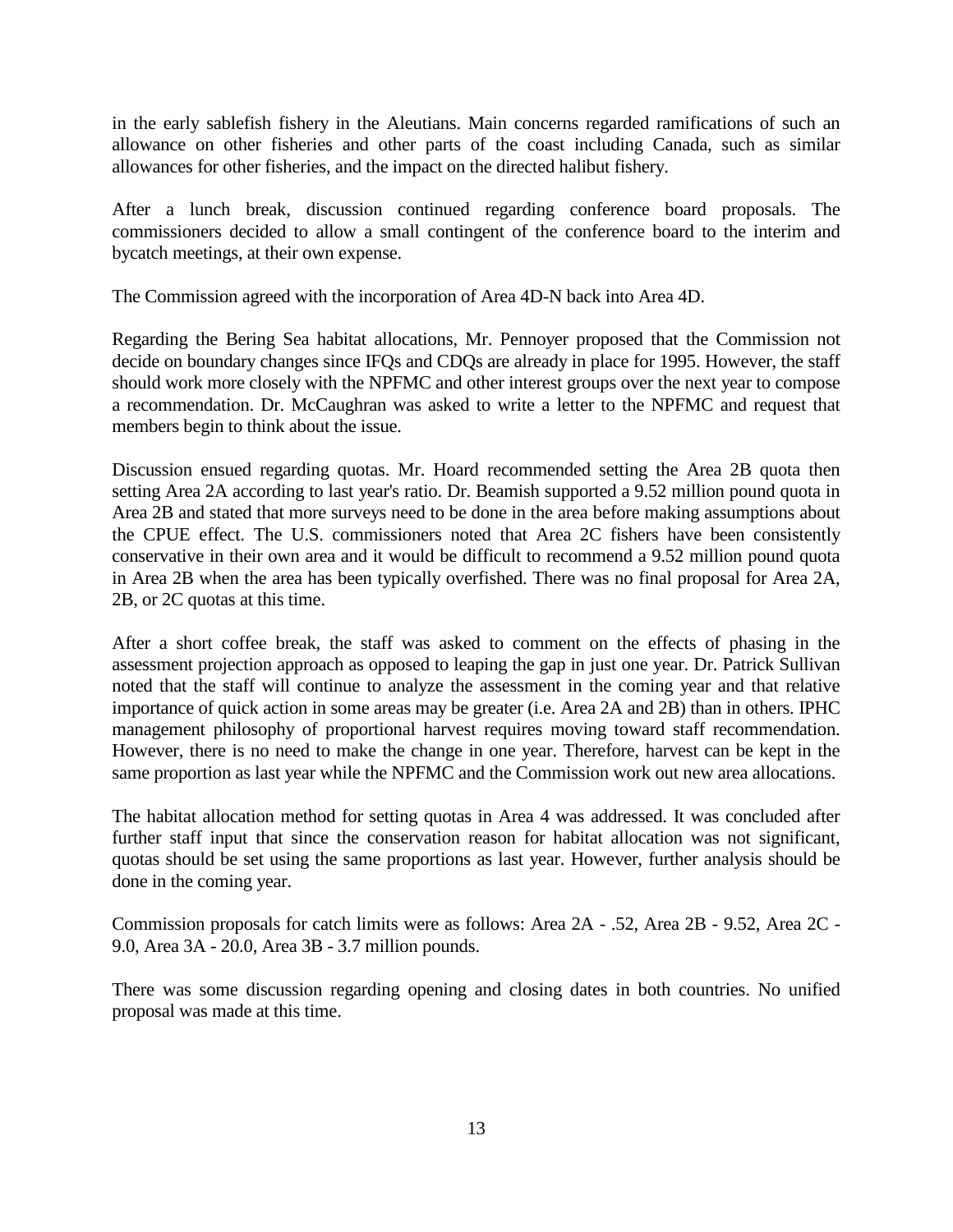in the early sablefish fishery in the Aleutians. Main concerns regarded ramifications of such an allowance on other fisheries and other parts of the coast including Canada, such as similar allowances for other fisheries, and the impact on the directed halibut fishery.

After a lunch break, discussion continued regarding conference board proposals. The commissioners decided to allow a small contingent of the conference board to the interim and bycatch meetings, at their own expense.

The Commission agreed with the incorporation of Area 4D-N back into Area 4D.

Regarding the Bering Sea habitat allocations, Mr. Pennoyer proposed that the Commission not decide on boundary changes since IFQs and CDQs are already in place for 1995. However, the staff should work more closely with the NPFMC and other interest groups over the next year to compose a recommendation. Dr. McCaughran was asked to write a letter to the NPFMC and request that members begin to think about the issue.

Discussion ensued regarding quotas. Mr. Hoard recommended setting the Area 2B quota then setting Area 2A according to last year's ratio. Dr. Beamish supported a 9.52 million pound quota in Area 2B and stated that more surveys need to be done in the area before making assumptions about the CPUE effect. The U.S. commissioners noted that Area 2C fishers have been consistently conservative in their own area and it would be difficult to recommend a 9.52 million pound quota in Area 2B when the area has been typically overfished. There was no final proposal for Area 2A, 2B, or 2C quotas at this time.

After a short coffee break, the staff was asked to comment on the effects of phasing in the assessment projection approach as opposed to leaping the gap in just one year. Dr. Patrick Sullivan noted that the staff will continue to analyze the assessment in the coming year and that relative importance of quick action in some areas may be greater (i.e. Area 2A and 2B) than in others. IPHC management philosophy of proportional harvest requires moving toward staff recommendation. However, there is no need to make the change in one year. Therefore, harvest can be kept in the same proportion as last year while the NPFMC and the Commission work out new area allocations.

The habitat allocation method for setting quotas in Area 4 was addressed. It was concluded after further staff input that since the conservation reason for habitat allocation was not significant, quotas should be set using the same proportions as last year. However, further analysis should be done in the coming year.

Commission proposals for catch limits were as follows: Area 2A - .52, Area 2B - 9.52, Area 2C - 9.0, Area 3A - 20.0, Area 3B - 3.7 million pounds.

There was some discussion regarding opening and closing dates in both countries. No unified proposal was made at this time.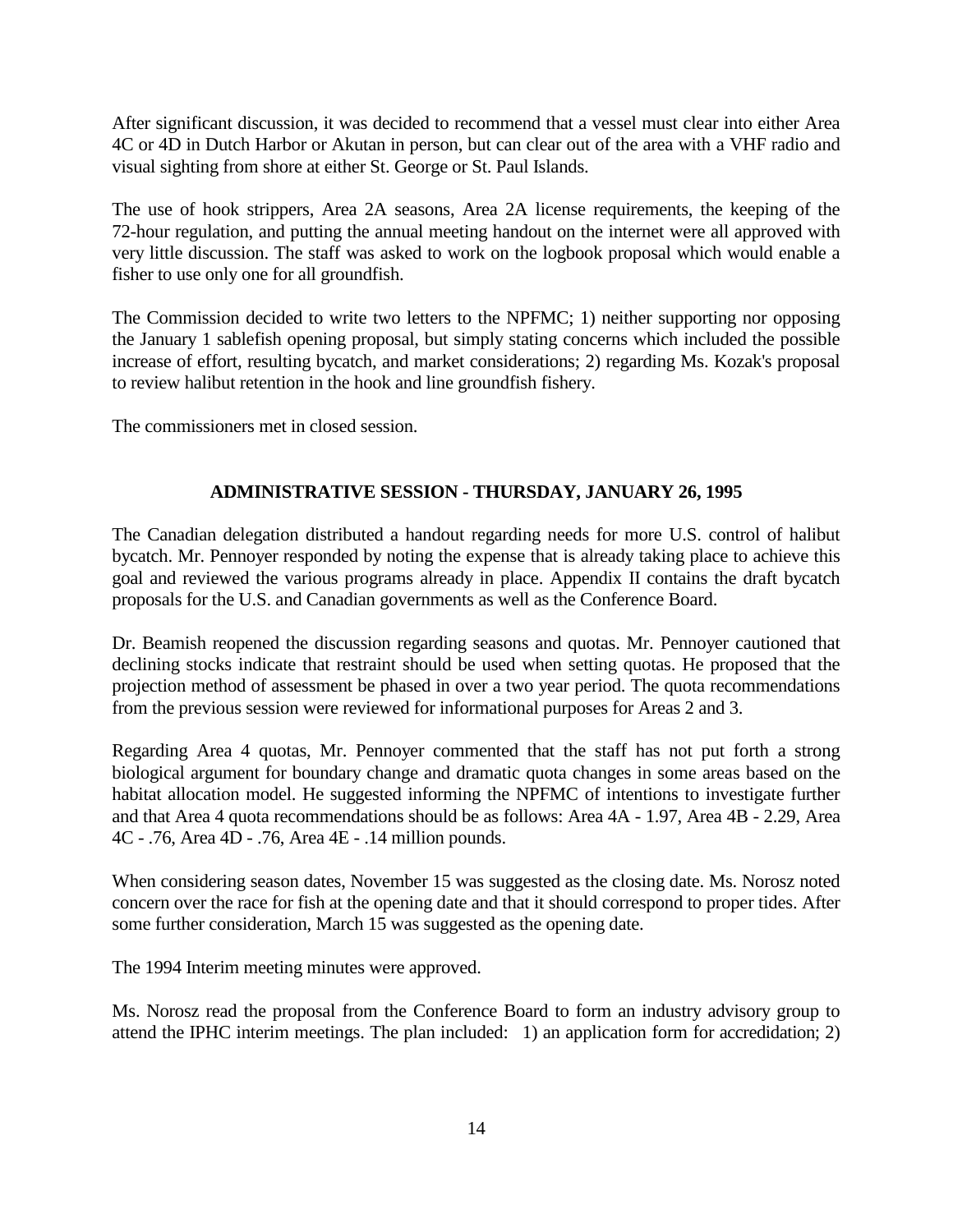After significant discussion, it was decided to recommend that a vessel must clear into either Area 4C or 4D in Dutch Harbor or Akutan in person, but can clear out of the area with a VHF radio and visual sighting from shore at either St. George or St. Paul Islands.

The use of hook strippers, Area 2A seasons, Area 2A license requirements, the keeping of the 72-hour regulation, and putting the annual meeting handout on the internet were all approved with very little discussion. The staff was asked to work on the logbook proposal which would enable a fisher to use only one for all groundfish.

The Commission decided to write two letters to the NPFMC; 1) neither supporting nor opposing the January 1 sablefish opening proposal, but simply stating concerns which included the possible increase of effort, resulting bycatch, and market considerations; 2) regarding Ms. Kozak's proposal to review halibut retention in the hook and line groundfish fishery.

The commissioners met in closed session.

## ADMINISTRATIVE SESSION - THURSDAY, JANUARY 26, 1995

The Canadian delegation distributed a handout regarding needs for more U.S. control of halibut bycatch. Mr. Pennoyer responded by noting the expense that is already taking place to achieve this goal and reviewed the various programs already in place. Appendix II contains the draft bycatch proposals for the U.S. and Canadian governments as well as the Conference Board.

Dr. Beamish reopened the discussion regarding seasons and quotas. Mr. Pennoyer cautioned that declining stocks indicate that restraint should be used when setting quotas. He proposed that the projection method of assessment be phased in over a two year period. The quota recommendations from the previous session were reviewed for informational purposes for Areas 2 and 3.

Regarding Area 4 quotas, Mr. Pennoyer commented that the staff has not put forth a strong biological argument for boundary change and dramatic quota changes in some areas based on the habitat allocation model. He suggested informing the NPFMC of intentions to investigate further and that Area 4 quota recommendations should be as follows: Area 4A - 1.97, Area 4B - 2.29, Area 4C - .76, Area 4D - .76, Area 4E - .14 million pounds.

When considering season dates, November 15 was suggested as the closing date. Ms. Norosz noted concern over the race for fish at the opening date and that it should correspond to proper tides. After some further consideration, March 15 was suggested as the opening date.

The 1994 Interim meeting minutes were approved.

Ms. Norosz read the proposal from the Conference Board to form an industry advisory group to attend the IPHC interim meetings. The plan included: 1) an application form for accredidation; 2)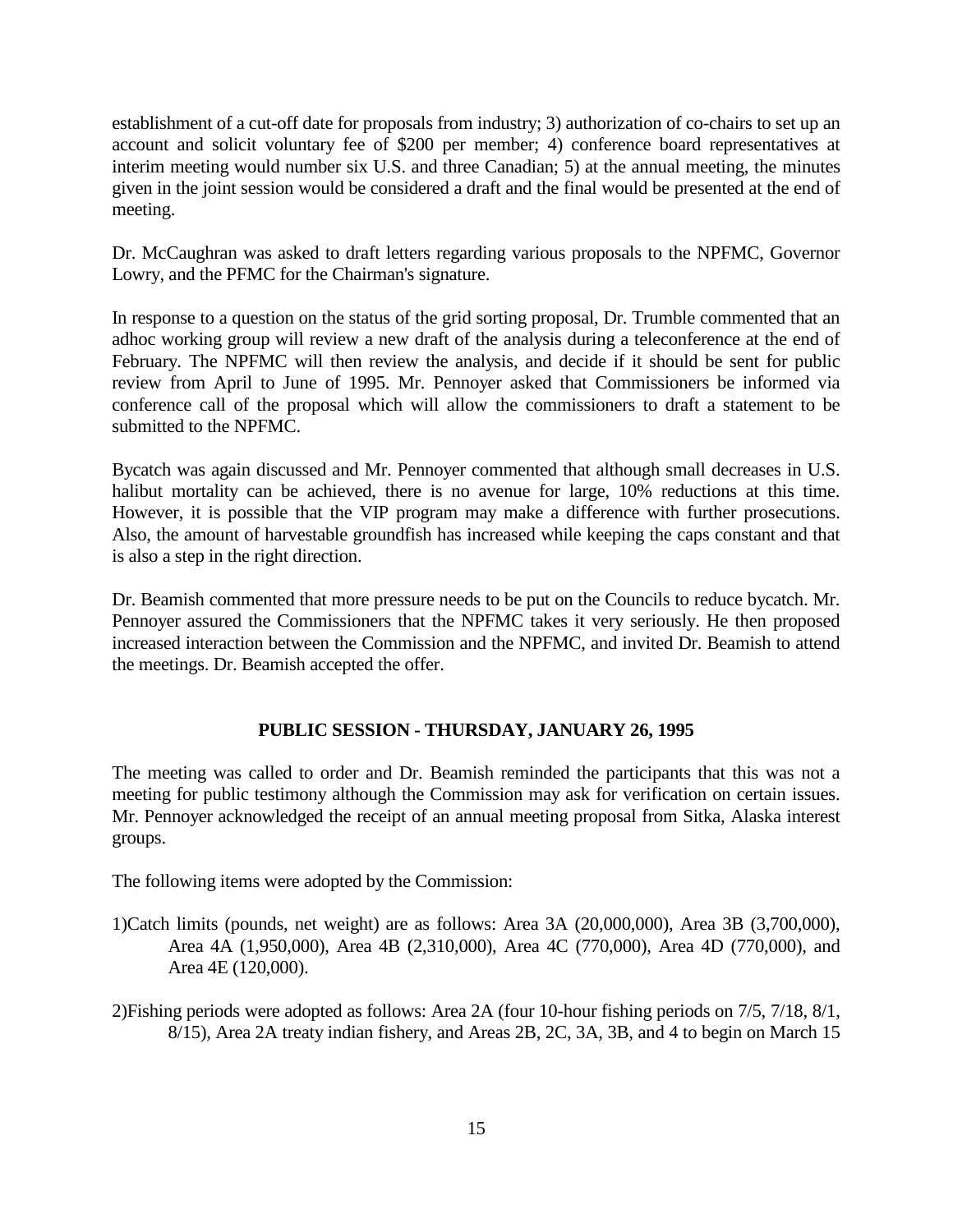establishment of a cut-off date for proposals from industry; 3) authorization of co-chairs to set up an account and solicit voluntary fee of $200 per member; 4) conference board representatives at interim meeting would number six U.S. and three Canadian; 5) at the annual meeting, the minutes given in the joint session would be considered a draft and the final would be presented at the end of meeting.

Dr. McCaughran was asked to draft letters regarding various proposals to the NPFMC, Governor Lowry, and the PFMC for the Chairman's signature.

In response to a question on the status of the grid sorting proposal, Dr. Trumble commented that an adhoc working group will review a new draft of the analysis during a teleconference at the end of February. The NPFMC will then review the analysis, and decide if it should be sent for public review from April to June of 1995. Mr. Pennoyer asked that Commissioners be informed via conference call of the proposal which will allow the commissioners to draft a statement to be submitted to the NPFMC.

Bycatch was again discussed and Mr. Pennoyer commented that although small decreases in U.S. halibut mortality can be achieved, there is no avenue for large, 10% reductions at this time. However, it is possible that the VIP program may make a difference with further prosecutions. Also, the amount of harvestable groundfish has increased while keeping the caps constant and that is also a step in the right direction.

Dr. Beamish commented that more pressure needs to be put on the Councils to reduce bycatch. Mr. Pennoyer assured the Commissioners that the NPFMC takes it very seriously. He then proposed increased interaction between the Commission and the NPFMC, and invited Dr. Beamish to attend the meetings. Dr. Beamish accepted the offer.

## PUBLIC SESSION - THURSDAY, JANUARY 26, 1995

The meeting was called to order and Dr. Beamish reminded the participants that this was not a meeting for public testimony although the Commission may ask for verification on certain issues. Mr. Pennoyer acknowledged the receipt of an annual meeting proposal from Sitka, Alaska interest groups.

The following items were adopted by the Commission:

1)Catch limits (pounds, net weight) are as follows: Area 3A (20,000,000), Area 3B (3,700,000), Area 4A (1,950,000), Area 4B (2,310,000), Area 4C (770,000), Area 4D (770,000), and Area 4E (120,000).

2)Fishing periods were adopted as follows: Area 2A (four 10-hour fishing periods on 7/5, 7/18, 8/1, 8/15), Area 2A treaty indian fishery, and Areas 2B, 2C, 3A, 3B, and 4 to begin on March 15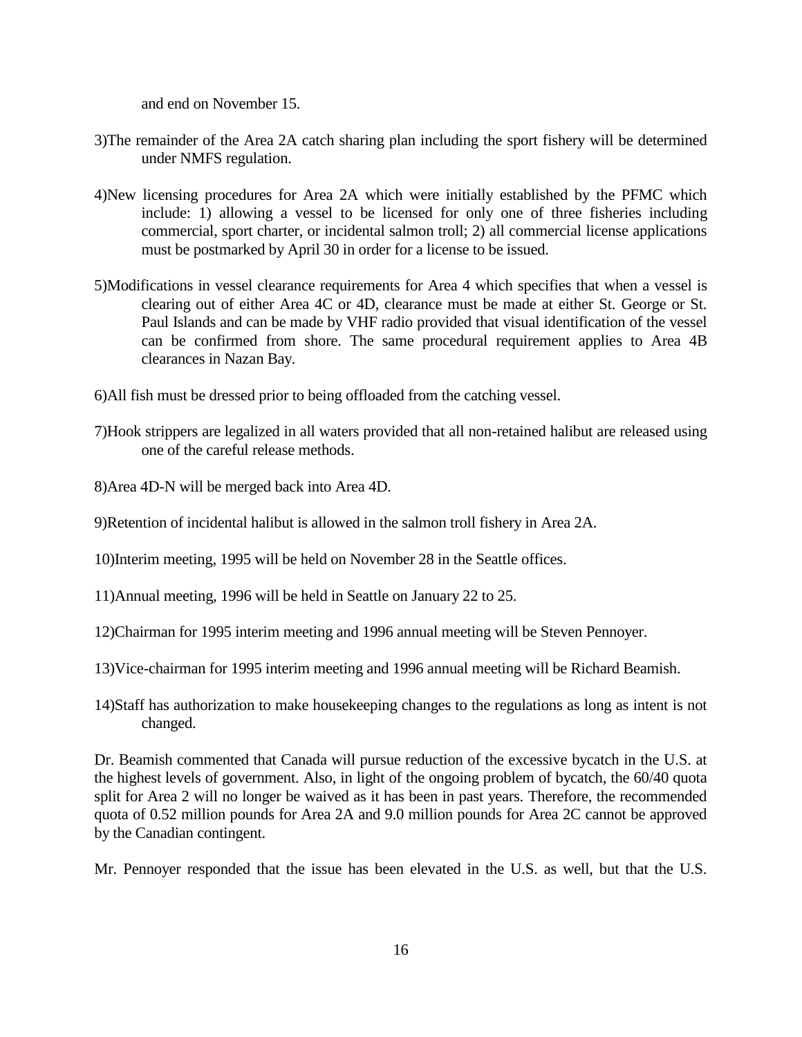and end on November 15.

3)The remainder of the Area 2A catch sharing plan including the sport fishery will be determined under NMFS regulation.

4)New licensing procedures for Area 2A which were initially established by the PFMC which include: 1) allowing a vessel to be licensed for only one of three fisheries including commercial, sport charter, or incidental salmon troll; 2) all commercial license applications must be postmarked by April 30 in order for a license to be issued.

5)Modifications in vessel clearance requirements for Area 4 which specifies that when a vessel is clearing out of either Area 4C or 4D, clearance must be made at either St. George or St. Paul Islands and can be made by VHF radio provided that visual identification of the vessel can be confirmed from shore. The same procedural requirement applies to Area 4B clearances in Nazan Bay.

6)All fish must be dressed prior to being offloaded from the catching vessel.

7)Hook strippers are legalized in all waters provided that all non-retained halibut are released using one of the careful release methods.

8)Area 4D-N will be merged back into Area 4D.

9)Retention of incidental halibut is allowed in the salmon troll fishery in Area 2A.

10)Interim meeting, 1995 will be held on November 28 in the Seattle offices.

11)Annual meeting, 1996 will be held in Seattle on January 22 to 25.

12)Chairman for 1995 interim meeting and 1996 annual meeting will be Steven Pennoyer.

13)Vice-chairman for 1995 interim meeting and 1996 annual meeting will be Richard Beamish.

14)Staff has authorization to make housekeeping changes to the regulations as long as intent is not changed.

Dr. Beamish commented that Canada will pursue reduction of the excessive bycatch in the U.S. at the highest levels of government. Also, in light of the ongoing problem of bycatch, the 60/40 quota split for Area 2 will no longer be waived as it has been in past years. Therefore, the recommended quota of 0.52 million pounds for Area 2A and 9.0 million pounds for Area 2C cannot be approved by the Canadian contingent.

Mr. Pennoyer responded that the issue has been elevated in the U.S. as well, but that the U.S.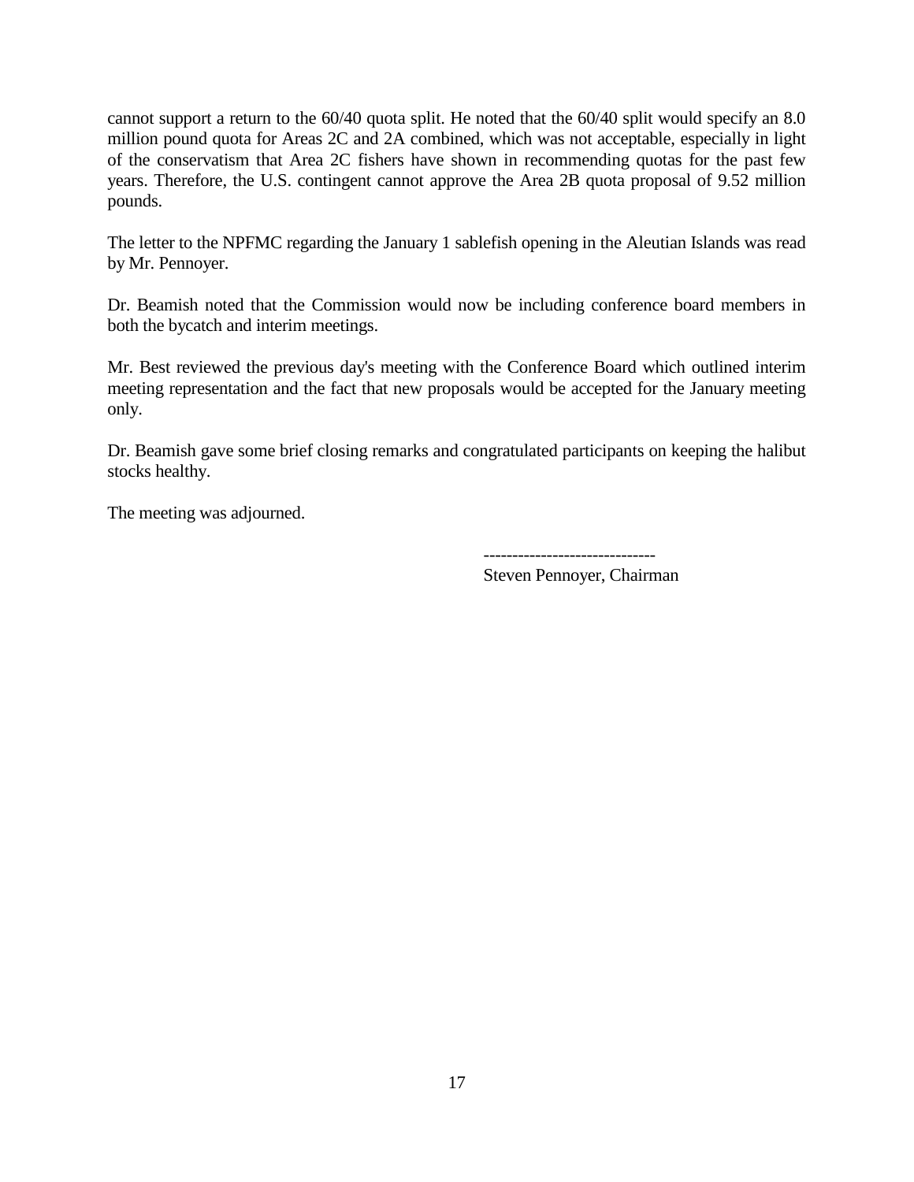cannot support a return to the 60/40 quota split. He noted that the 60/40 split would specify an 8.0 million pound quota for Areas 2C and 2A combined, which was not acceptable, especially in light of the conservatism that Area 2C fishers have shown in recommending quotas for the past few years. Therefore, the U.S. contingent cannot approve the Area 2B quota proposal of 9.52 million pounds.

The letter to the NPFMC regarding the January 1 sablefish opening in the Aleutian Islands was read by Mr. Pennoyer.

Dr. Beamish noted that the Commission would now be including conference board members in both the bycatch and interim meetings.

Mr. Best reviewed the previous day's meeting with the Conference Board which outlined interim meeting representation and the fact that new proposals would be accepted for the January meeting only.

Dr. Beamish gave some brief closing remarks and congratulated participants on keeping the halibut stocks healthy.

The meeting was adjourned.

------------------------------
Steven Pennoyer, Chairman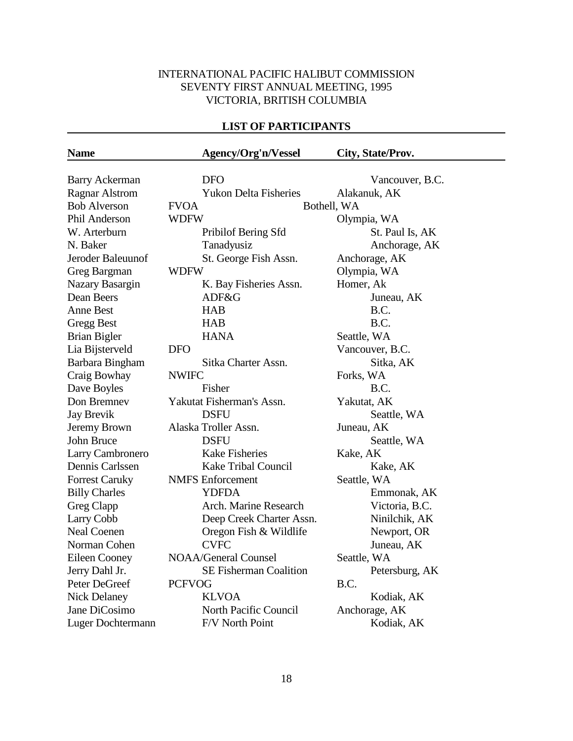INTERNATIONAL PACIFIC HALIBUT COMMISSION
SEVENTY FIRST ANNUAL MEETING, 1995
VICTORIA, BRITISH COLUMBIA

## LIST OF PARTICIPANTS

| Name | Agency/Org'n/Vessel | City, State/Prov. |
|---|---|---|
| Barry Ackerman | DFO | Vancouver, B.C. |
| Ragnar Alstrom | Yukon Delta Fisheries | Alakanuk, AK |
| Bob Alverson | FVOA | Bothell, WA |
| Phil Anderson | WDFW | Olympia, WA |
| W. Arterburn | Pribilof Bering Sfd | St. Paul Is, AK |
| N. Baker | Tanadyusiz | Anchorage, AK |
| Jeroder Baleuunof | St. George Fish Assn. | Anchorage, AK |
| Greg Bargman | WDFW | Olympia, WA |
| Nazary Basargin | K. Bay Fisheries Assn. | Homer, Ak |
| Dean Beers | ADF&G | Juneau, AK |
| Anne Best | HAB | B.C. |
| Gregg Best | HAB | B.C. |
| Brian Bigler | HANA | Seattle, WA |
| Lia Bijsterveld | DFO | Vancouver, B.C. |
| Barbara Bingham | Sitka Charter Assn. | Sitka, AK |
| Craig Bowhay | NWIFC | Forks, WA |
| Dave Boyles | Fisher | B.C. |
| Don Bremnev | Yakutat Fisherman's Assn. | Yakutat, AK |
| Jay Brevik | DSFU | Seattle, WA |
| Jeremy Brown | Alaska Troller Assn. | Juneau, AK |
| John Bruce | DSFU | Seattle, WA |
| Larry Cambronero | Kake Fisheries | Kake, AK |
| Dennis Carlssen | Kake Tribal Council | Kake, AK |
| Forrest Caruky | NMFS Enforcement | Seattle, WA |
| Billy Charles | YDFDA | Emmonak, AK |
| Greg Clapp | Arch. Marine Research | Victoria, B.C. |
| Larry Cobb | Deep Creek Charter Assn. | Ninilchik, AK |
| Neal Coenen | Oregon Fish & Wildlife | Newport, OR |
| Norman Cohen | CVFC | Juneau, AK |
| Eileen Cooney | NOAA/General Counsel | Seattle, WA |
| Jerry Dahl Jr. | SE Fisherman Coalition | Petersburg, AK |
| Peter DeGreef | PCFVOG | B.C. |
| Nick Delaney | KLVOA | Kodiak, AK |
| Jane DiCosimo | North Pacific Council | Anchorage, AK |
| Luger Dochtermann | F/V North Point | Kodiak, AK |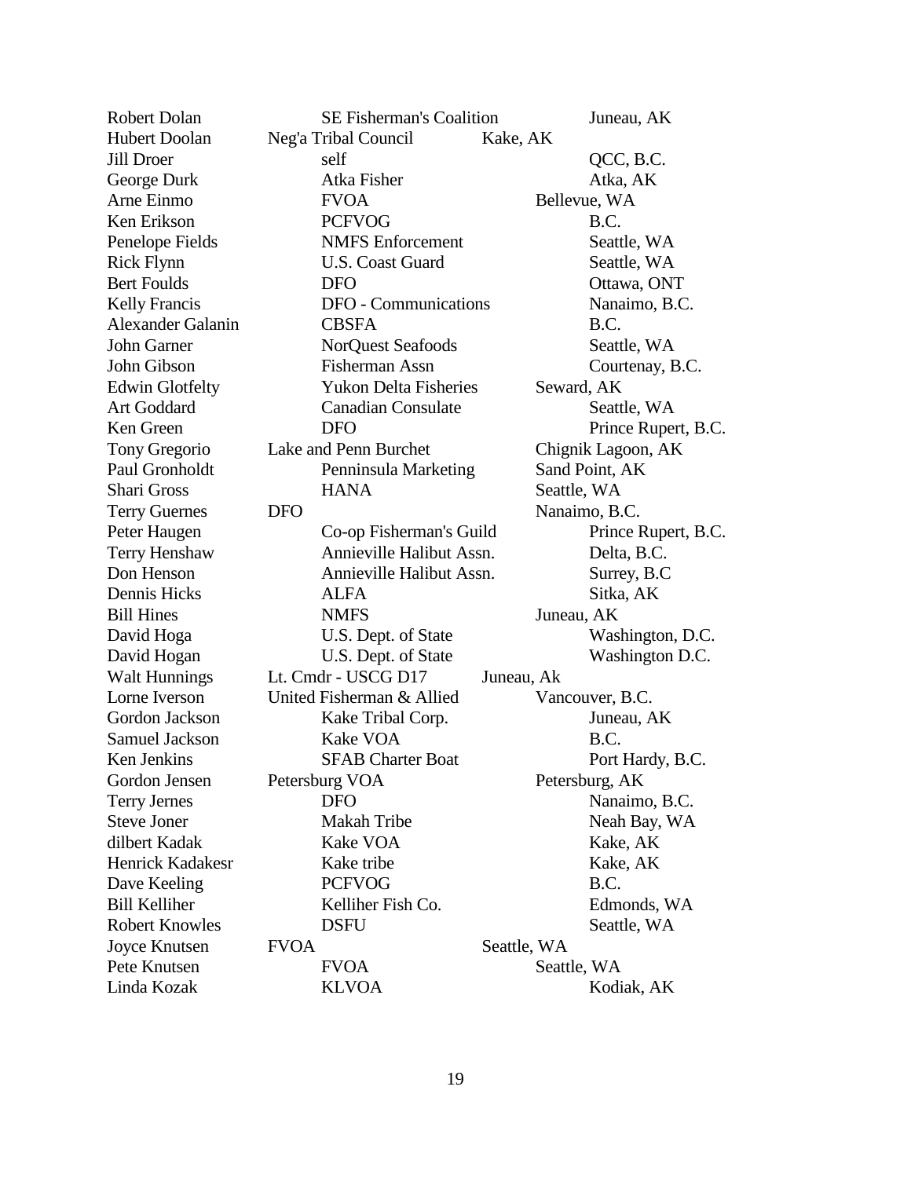| | | |
|---|---|---|
| Robert Dolan | SE Fisherman's Coalition | Juneau, AK |
| Hubert Doolan | Neg'a Tribal Council | Kake, AK |
| Jill Droer | self | QCC, B.C. |
| George Durk | Atka Fisher | Atka, AK |
| Arne Einmo | FVOA | Bellevue, WA |
| Ken Erikson | PCFVOG | B.C. |
| Penelope Fields | NMFS Enforcement | Seattle, WA |
| Rick Flynn | U.S. Coast Guard | Seattle, WA |
| Bert Foulds | DFO | Ottawa, ONT |
| Kelly Francis | DFO - Communications | Nanaimo, B.C. |
| Alexander Galanin | CBSFA | B.C. |
| John Garner | NorQuest Seafoods | Seattle, WA |
| John Gibson | Fisherman Assn | Courtenay, B.C. |
| Edwin Glotfelty | Yukon Delta Fisheries | Seward, AK |
| Art Goddard | Canadian Consulate | Seattle, WA |
| Ken Green | DFO | Prince Rupert, B.C. |
| Tony Gregorio | Lake and Penn Burchet | Chignik Lagoon, AK |
| Paul Gronholdt | Penninsula Marketing | Sand Point, AK |
| Shari Gross | HANA | Seattle, WA |
| Terry Guernes | DFO | Nanaimo, B.C. |
| Peter Haugen | Co-op Fisherman's Guild | Prince Rupert, B.C. |
| Terry Henshaw | Annieville Halibut Assn. | Delta, B.C. |
| Don Henson | Annieville Halibut Assn. | Surrey, B.C |
| Dennis Hicks | ALFA | Sitka, AK |
| Bill Hines | NMFS | Juneau, AK |
| David Hoga | U.S. Dept. of State | Washington, D.C. |
| David Hogan | U.S. Dept. of State | Washington D.C. |
| Walt Hunnings | Lt. Cmdr - USCG D17 | Juneau, Ak |
| Lorne Iverson | United Fisherman & Allied | Vancouver, B.C. |
| Gordon Jackson | Kake Tribal Corp. | Juneau, AK |
| Samuel Jackson | Kake VOA | B.C. |
| Ken Jenkins | SFAB Charter Boat | Port Hardy, B.C. |
| Gordon Jensen | Petersburg VOA | Petersburg, AK |
| Terry Jernes | DFO | Nanaimo, B.C. |
| Steve Joner | Makah Tribe | Neah Bay, WA |
| dilbert Kadak | Kake VOA | Kake, AK |
| Henrick Kadakesr | Kake tribe | Kake, AK |
| Dave Keeling | PCFVOG | B.C. |
| Bill Kelliher | Kelliher Fish Co. | Edmonds, WA |
| Robert Knowles | DSFU | Seattle, WA |
| Joyce Knutsen | FVOA | Seattle, WA |
| Pete Knutsen | FVOA | Seattle, WA |
| Linda Kozak | KLVOA | Kodiak, AK |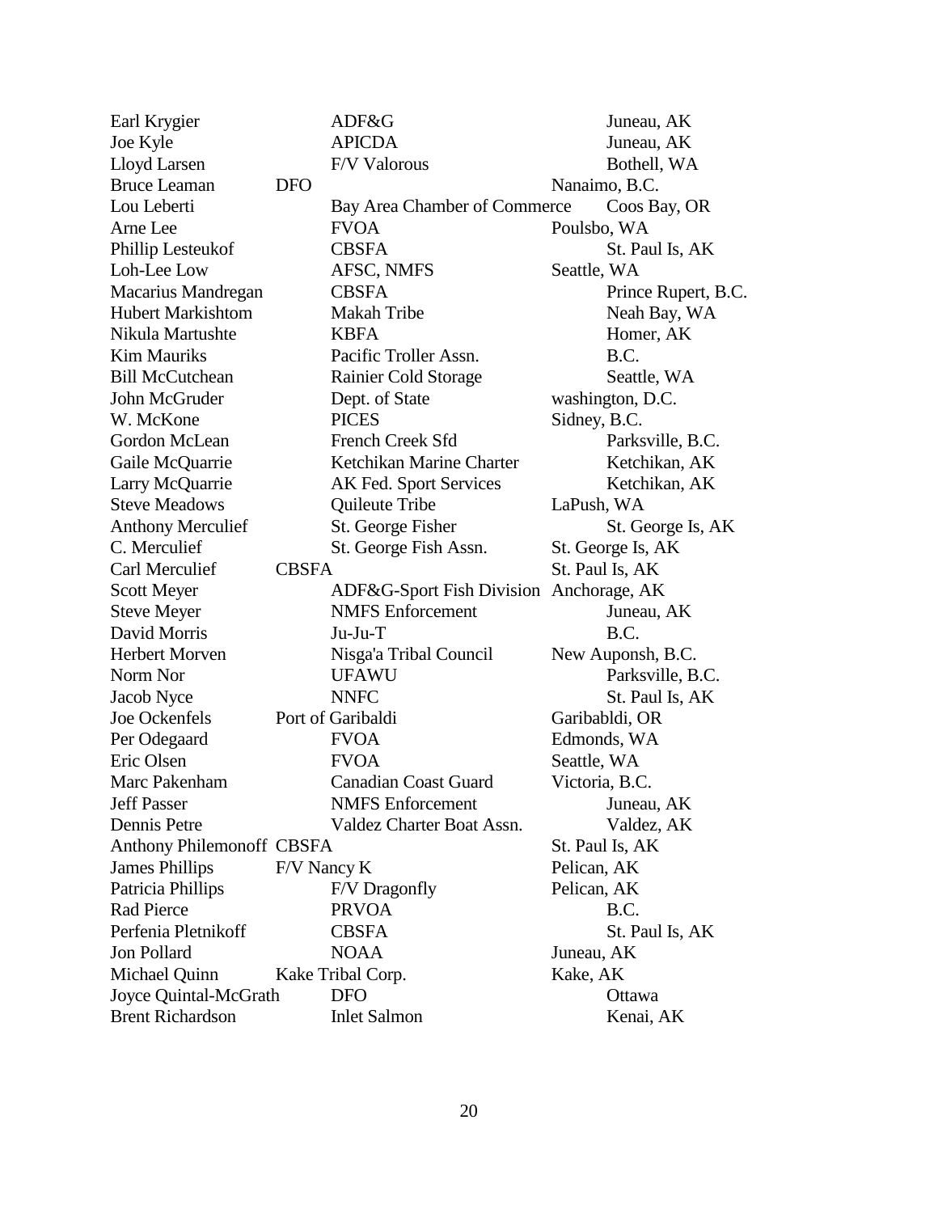| | | |
|---|---|---|
| Earl Krygier | ADF&G | Juneau, AK |
| Joe Kyle | APICDA | Juneau, AK |
| Lloyd Larsen | F/V Valorous | Bothell, WA |
| Bruce Leaman | DFO | Nanaimo, B.C. |
| Lou Leberti | Bay Area Chamber of Commerce | Coos Bay, OR |
| Arne Lee | FVOA | Poulsbo, WA |
| Phillip Lesteukof | CBSFA | St. Paul Is, AK |
| Loh-Lee Low | AFSC, NMFS | Seattle, WA |
| Macarius Mandregan | CBSFA | Prince Rupert, B.C. |
| Hubert Markishtom | Makah Tribe | Neah Bay, WA |
| Nikula Martushte | KBFA | Homer, AK |
| Kim Mauriks | Pacific Troller Assn. | B.C. |
| Bill McCutchean | Rainier Cold Storage | Seattle, WA |
| John McGruder | Dept. of State | washington, D.C. |
| W. McKone | PICES | Sidney, B.C. |
| Gordon McLean | French Creek Sfd | Parksville, B.C. |
| Gaile McQuarrie | Ketchikan Marine Charter | Ketchikan, AK |
| Larry McQuarrie | AK Fed. Sport Services | Ketchikan, AK |
| Steve Meadows | Quileute Tribe | LaPush, WA |
| Anthony Merculief | St. George Fisher | St. George Is, AK |
| C. Merculief | St. George Fish Assn. | St. George Is, AK |
| Carl Merculief | CBSFA | St. Paul Is, AK |
| Scott Meyer | ADF&G-Sport Fish Division | Anchorage, AK |
| Steve Meyer | NMFS Enforcement | Juneau, AK |
| David Morris | Ju-Ju-T | B.C. |
| Herbert Morven | Nisga'a Tribal Council | New Auponsh, B.C. |
| Norm Nor | UFAWU | Parksville, B.C. |
| Jacob Nyce | NNFC | St. Paul Is, AK |
| Joe Ockenfels | Port of Garibaldi | Garibabldi, OR |
| Per Odegaard | FVOA | Edmonds, WA |
| Eric Olsen | FVOA | Seattle, WA |
| Marc Pakenham | Canadian Coast Guard | Victoria, B.C. |
| Jeff Passer | NMFS Enforcement | Juneau, AK |
| Dennis Petre | Valdez Charter Boat Assn. | Valdez, AK |
| Anthony Philemonoff | CBSFA | St. Paul Is, AK |
| James Phillips | F/V Nancy K | Pelican, AK |
| Patricia Phillips | F/V Dragonfly | Pelican, AK |
| Rad Pierce | PRVOA | B.C. |
| Perfenia Pletnikoff | CBSFA | St. Paul Is, AK |
| Jon Pollard | NOAA | Juneau, AK |
| Michael Quinn | Kake Tribal Corp. | Kake, AK |
| Joyce Quintal-McGrath | DFO | Ottawa |
| Brent Richardson | Inlet Salmon | Kenai, AK |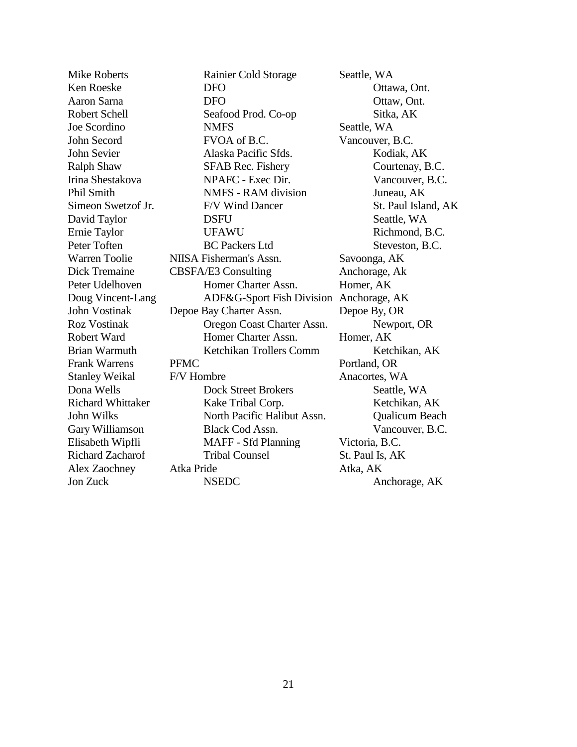| | | |
|---|---|---|
| Mike Roberts | Rainier Cold Storage | Seattle, WA |
| Ken Roeske | DFO | Ottawa, Ont. |
| Aaron Sarna | DFO | Ottaw, Ont. |
| Robert Schell | Seafood Prod. Co-op | Sitka, AK |
| Joe Scordino | NMFS | Seattle, WA |
| John Secord | FVOA of B.C. | Vancouver, B.C. |
| John Sevier | Alaska Pacific Sfds. | Kodiak, AK |
| Ralph Shaw | SFAB Rec. Fishery | Courtenay, B.C. |
| Irina Shestakova | NPAFC - Exec Dir. | Vancouver, B.C. |
| Phil Smith | NMFS - RAM division | Juneau, AK |
| Simeon Swetzof Jr. | F/V Wind Dancer | St. Paul Island, AK |
| David Taylor | DSFU | Seattle, WA |
| Ernie Taylor | UFAWU | Richmond, B.C. |
| Peter Toften | BC Packers Ltd | Steveston, B.C. |
| Warren Toolie | NIISA Fisherman's Assn. | Savoonga, AK |
| Dick Tremaine | CBSFA/E3 Consulting | Anchorage, Ak |
| Peter Udelhoven | Homer Charter Assn. | Homer, AK |
| Doug Vincent-Lang | ADF&G-Sport Fish Division | Anchorage, AK |
| John Vostinak | Depoe Bay Charter Assn. | Depoe By, OR |
| Roz Vostinak | Oregon Coast Charter Assn. | Newport, OR |
| Robert Ward | Homer Charter Assn. | Homer, AK |
| Brian Warmuth | Ketchikan Trollers Comm | Ketchikan, AK |
| Frank Warrens | PFMC | Portland, OR |
| Stanley Weikal | F/V Hombre | Anacortes, WA |
| Dona Wells | Dock Street Brokers | Seattle, WA |
| Richard Whittaker | Kake Tribal Corp. | Ketchikan, AK |
| John Wilks | North Pacific Halibut Assn. | Qualicum Beach |
| Gary Williamson | Black Cod Assn. | Vancouver, B.C. |
| Elisabeth Wipfli | MAFF - Sfd Planning | Victoria, B.C. |
| Richard Zacharof | Tribal Counsel | St. Paul Is, AK |
| Alex Zaochney | Atka Pride | Atka, AK |
| Jon Zuck | NSEDC | Anchorage, AK |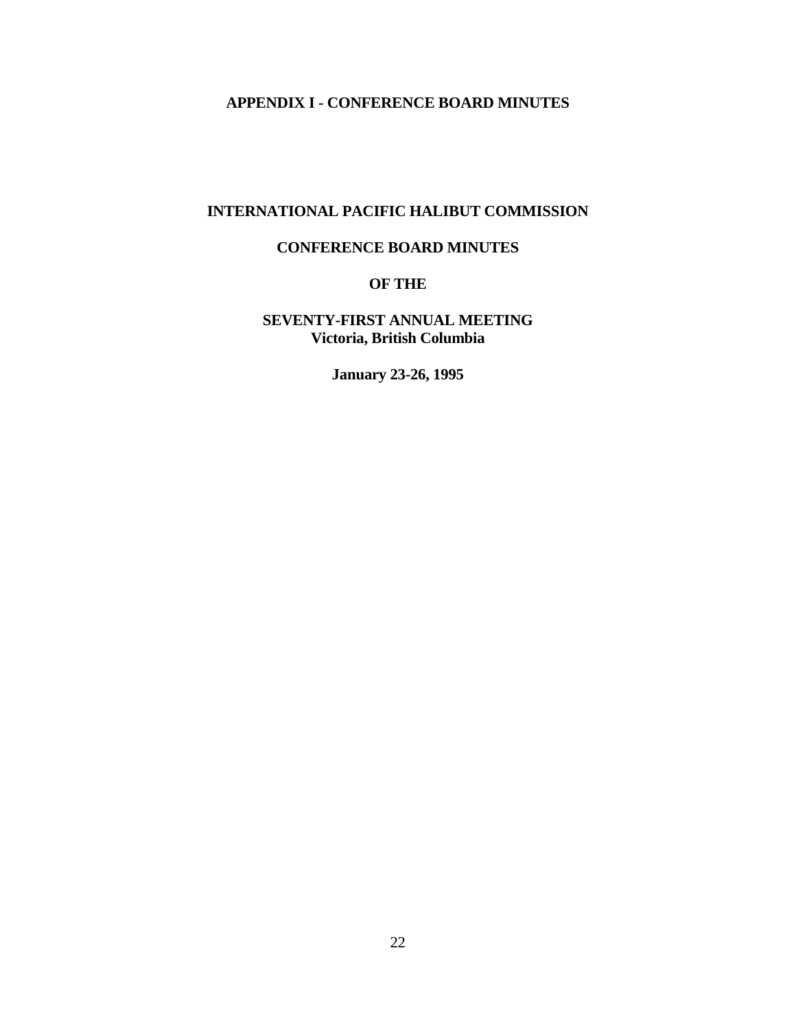# APPENDIX I - CONFERENCE BOARD MINUTES

## INTERNATIONAL PACIFIC HALIBUT COMMISSION

## CONFERENCE BOARD MINUTES

## OF THE

## SEVENTY-FIRST ANNUAL MEETING
**Victoria, British Columbia**

**January 23-26, 1995**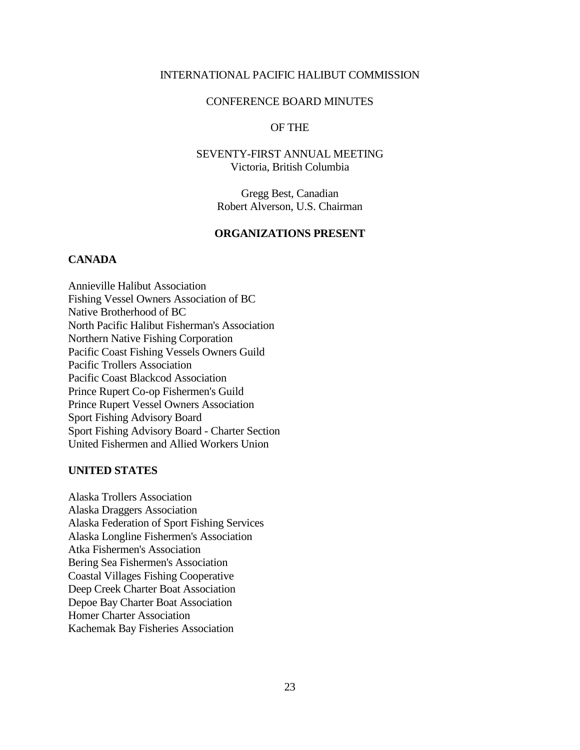INTERNATIONAL PACIFIC HALIBUT COMMISSION

CONFERENCE BOARD MINUTES

OF THE

SEVENTY-FIRST ANNUAL MEETING
Victoria, British Columbia

Gregg Best, Canadian
Robert Alverson, U.S. Chairman

## ORGANIZATIONS PRESENT

### CANADA

Annieville Halibut Association
Fishing Vessel Owners Association of BC
Native Brotherhood of BC
North Pacific Halibut Fisherman's Association
Northern Native Fishing Corporation
Pacific Coast Fishing Vessels Owners Guild
Pacific Trollers Association
Pacific Coast Blackcod Association
Prince Rupert Co-op Fishermen's Guild
Prince Rupert Vessel Owners Association
Sport Fishing Advisory Board
Sport Fishing Advisory Board - Charter Section
United Fishermen and Allied Workers Union

### UNITED STATES

Alaska Trollers Association
Alaska Draggers Association
Alaska Federation of Sport Fishing Services
Alaska Longline Fishermen's Association
Atka Fishermen's Association
Bering Sea Fishermen's Association
Coastal Villages Fishing Cooperative
Deep Creek Charter Boat Association
Depoe Bay Charter Boat Association
Homer Charter Association
Kachemak Bay Fisheries Association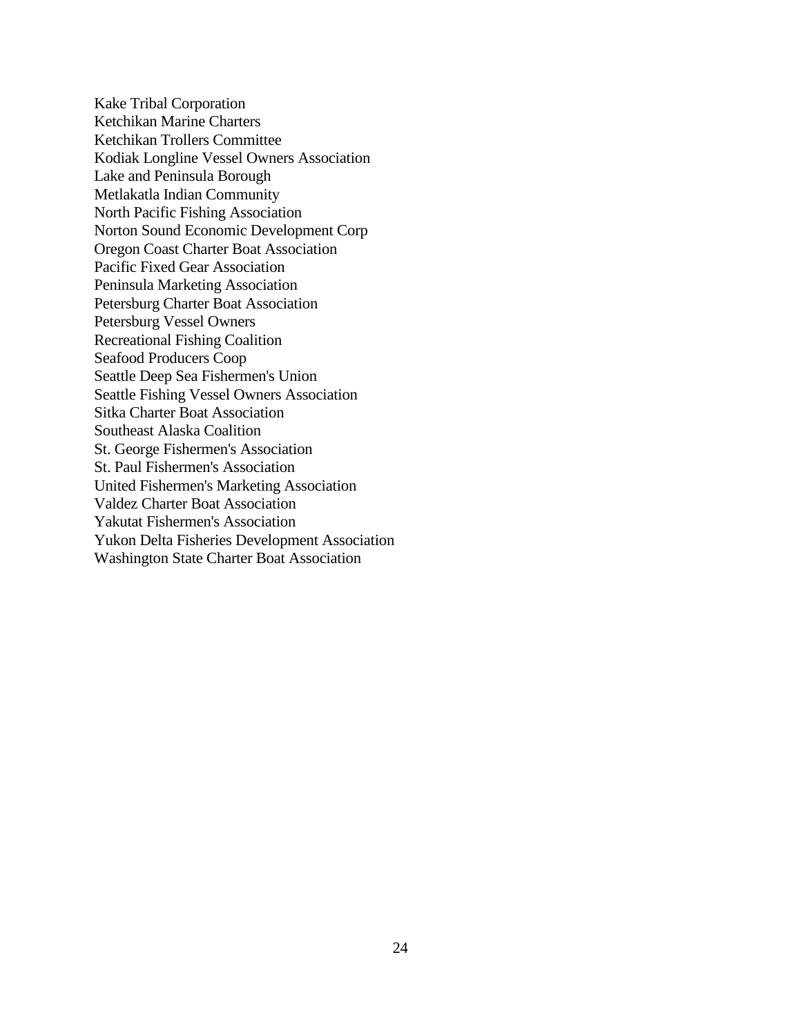Kake Tribal Corporation
Ketchikan Marine Charters
Ketchikan Trollers Committee
Kodiak Longline Vessel Owners Association
Lake and Peninsula Borough
Metlakatla Indian Community
North Pacific Fishing Association
Norton Sound Economic Development Corp
Oregon Coast Charter Boat Association
Pacific Fixed Gear Association
Peninsula Marketing Association
Petersburg Charter Boat Association
Petersburg Vessel Owners
Recreational Fishing Coalition
Seafood Producers Coop
Seattle Deep Sea Fishermen's Union
Seattle Fishing Vessel Owners Association
Sitka Charter Boat Association
Southeast Alaska Coalition
St. George Fishermen's Association
St. Paul Fishermen's Association
United Fishermen's Marketing Association
Valdez Charter Boat Association
Yakutat Fishermen's Association
Yukon Delta Fisheries Development Association
Washington State Charter Boat Association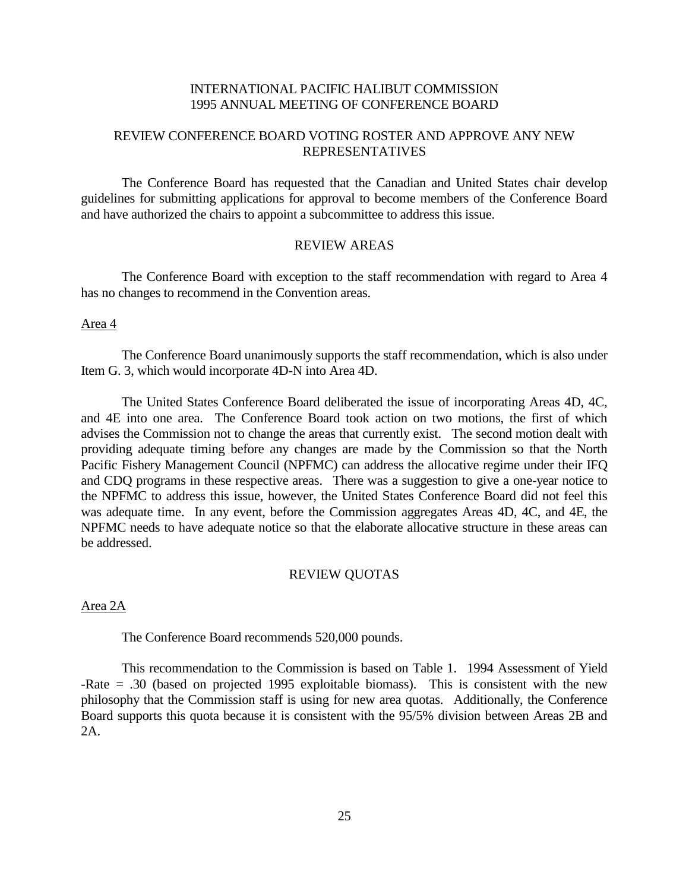# INTERNATIONAL PACIFIC HALIBUT COMMISSION
# 1995 ANNUAL MEETING OF CONFERENCE BOARD

## REVIEW CONFERENCE BOARD VOTING ROSTER AND APPROVE ANY NEW REPRESENTATIVES

The Conference Board has requested that the Canadian and United States chair develop guidelines for submitting applications for approval to become members of the Conference Board and have authorized the chairs to appoint a subcommittee to address this issue.

## REVIEW AREAS

The Conference Board with exception to the staff recommendation with regard to Area 4 has no changes to recommend in the Convention areas.

### Area 4

The Conference Board unanimously supports the staff recommendation, which is also under Item G. 3, which would incorporate 4D-N into Area 4D.

The United States Conference Board deliberated the issue of incorporating Areas 4D, 4C, and 4E into one area. The Conference Board took action on two motions, the first of which advises the Commission not to change the areas that currently exist. The second motion dealt with providing adequate timing before any changes are made by the Commission so that the North Pacific Fishery Management Council (NPFMC) can address the allocative regime under their IFQ and CDQ programs in these respective areas. There was a suggestion to give a one-year notice to the NPFMC to address this issue, however, the United States Conference Board did not feel this was adequate time. In any event, before the Commission aggregates Areas 4D, 4C, and 4E, the NPFMC needs to have adequate notice so that the elaborate allocative structure in these areas can be addressed.

## REVIEW QUOTAS

### Area 2A

The Conference Board recommends 520,000 pounds.

This recommendation to the Commission is based on Table 1. 1994 Assessment of Yield -Rate = .30 (based on projected 1995 exploitable biomass). This is consistent with the new philosophy that the Commission staff is using for new area quotas. Additionally, the Conference Board supports this quota because it is consistent with the 95/5% division between Areas 2B and 2A.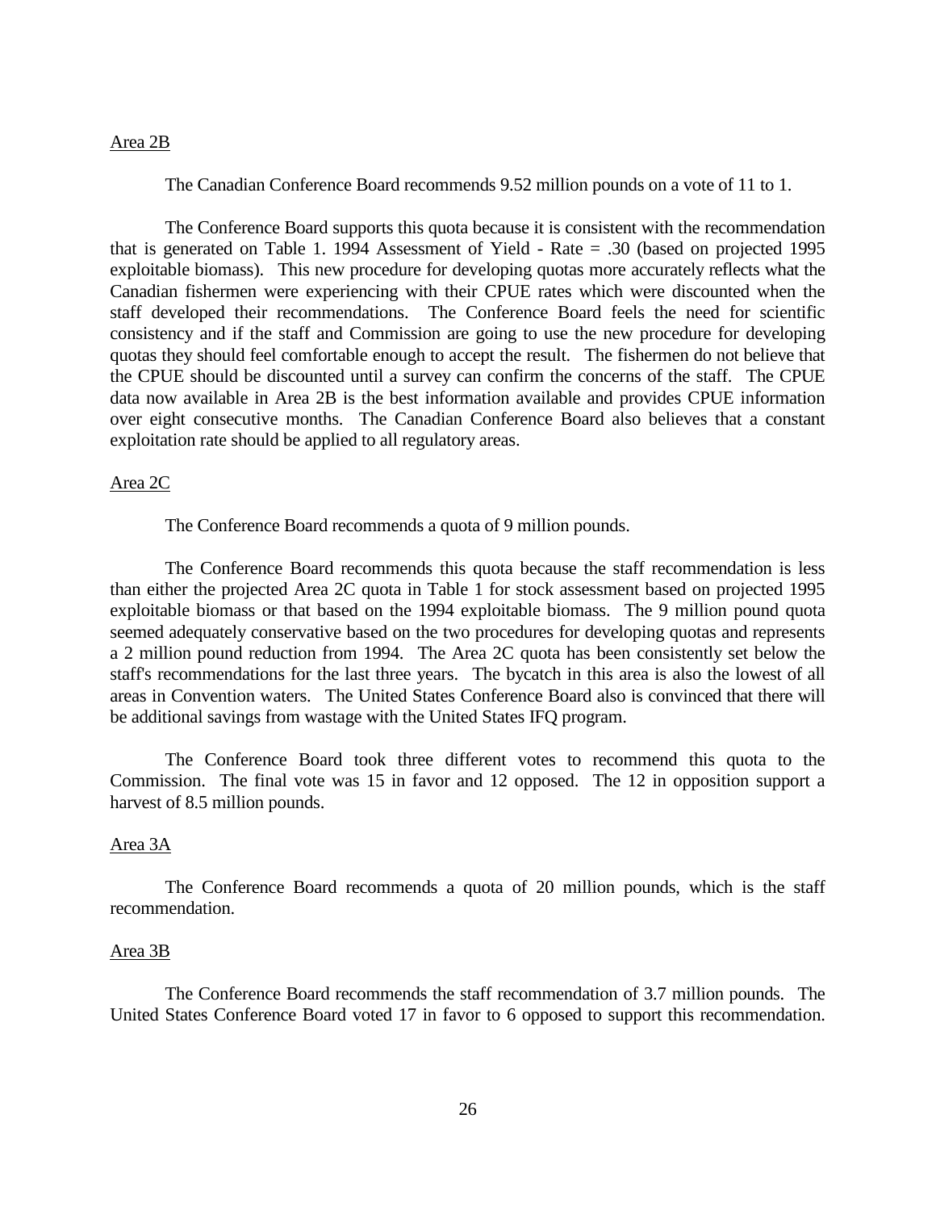Area 2B

The Canadian Conference Board recommends 9.52 million pounds on a vote of 11 to 1.

The Conference Board supports this quota because it is consistent with the recommendation that is generated on Table 1. 1994 Assessment of Yield - Rate = .30 (based on projected 1995 exploitable biomass). This new procedure for developing quotas more accurately reflects what the Canadian fishermen were experiencing with their CPUE rates which were discounted when the staff developed their recommendations. The Conference Board feels the need for scientific consistency and if the staff and Commission are going to use the new procedure for developing quotas they should feel comfortable enough to accept the result. The fishermen do not believe that the CPUE should be discounted until a survey can confirm the concerns of the staff. The CPUE data now available in Area 2B is the best information available and provides CPUE information over eight consecutive months. The Canadian Conference Board also believes that a constant exploitation rate should be applied to all regulatory areas.

Area 2C

The Conference Board recommends a quota of 9 million pounds.

The Conference Board recommends this quota because the staff recommendation is less than either the projected Area 2C quota in Table 1 for stock assessment based on projected 1995 exploitable biomass or that based on the 1994 exploitable biomass. The 9 million pound quota seemed adequately conservative based on the two procedures for developing quotas and represents a 2 million pound reduction from 1994. The Area 2C quota has been consistently set below the staff's recommendations for the last three years. The bycatch in this area is also the lowest of all areas in Convention waters. The United States Conference Board also is convinced that there will be additional savings from wastage with the United States IFQ program.

The Conference Board took three different votes to recommend this quota to the Commission. The final vote was 15 in favor and 12 opposed. The 12 in opposition support a harvest of 8.5 million pounds.

Area 3A

The Conference Board recommends a quota of 20 million pounds, which is the staff recommendation.

Area 3B

The Conference Board recommends the staff recommendation of 3.7 million pounds. The United States Conference Board voted 17 in favor to 6 opposed to support this recommendation.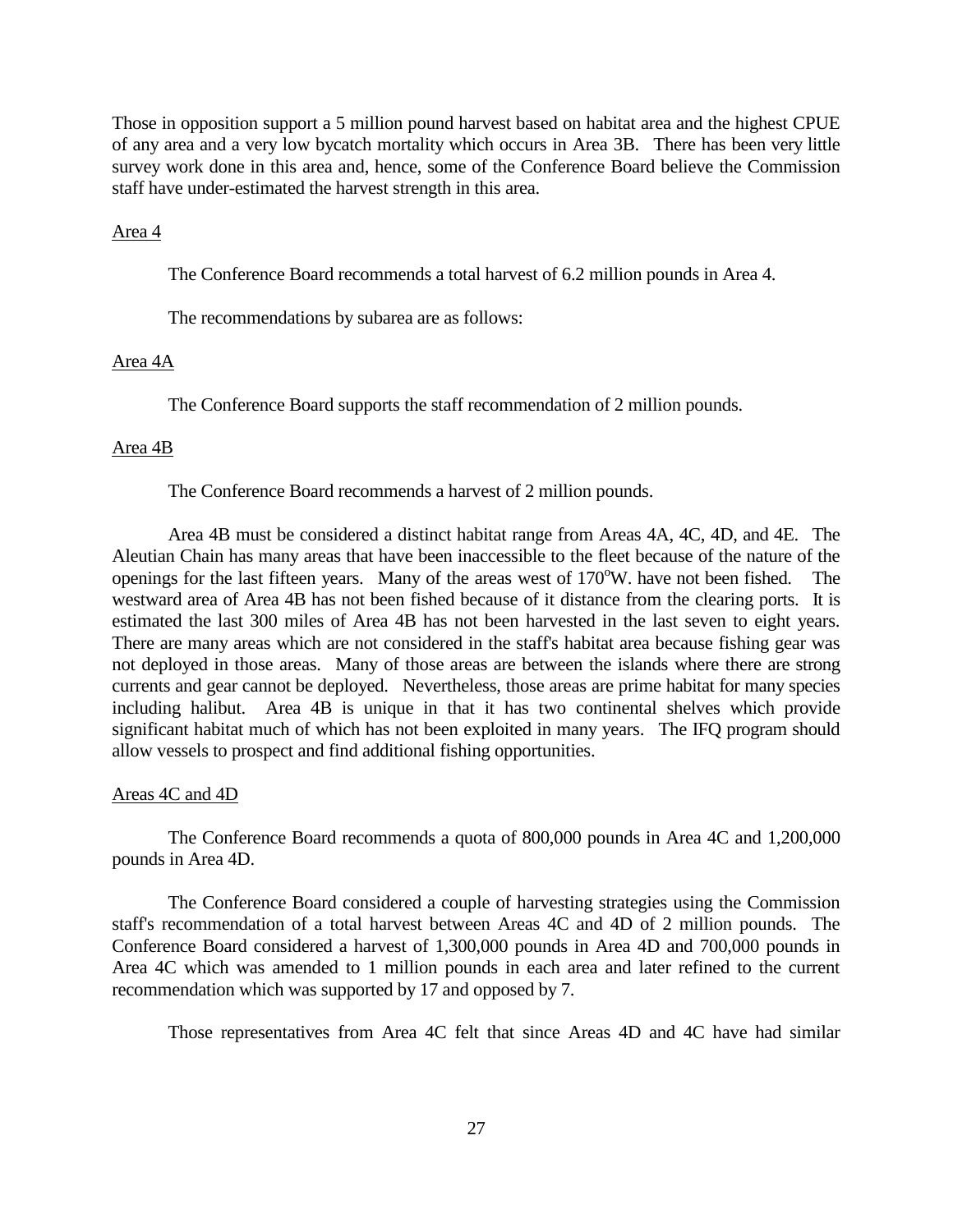Those in opposition support a 5 million pound harvest based on habitat area and the highest CPUE of any area and a very low bycatch mortality which occurs in Area 3B. There has been very little survey work done in this area and, hence, some of the Conference Board believe the Commission staff have under-estimated the harvest strength in this area.

<u>Area 4</u>

The Conference Board recommends a total harvest of 6.2 million pounds in Area 4.

The recommendations by subarea are as follows:

<u>Area 4A</u>

The Conference Board supports the staff recommendation of 2 million pounds.

<u>Area 4B</u>

The Conference Board recommends a harvest of 2 million pounds.

Area 4B must be considered a distinct habitat range from Areas 4A, 4C, 4D, and 4E. The Aleutian Chain has many areas that have been inaccessible to the fleet because of the nature of the openings for the last fifteen years. Many of the areas west of 170$^{o}$W. have not been fished. The westward area of Area 4B has not been fished because of it distance from the clearing ports. It is estimated the last 300 miles of Area 4B has not been harvested in the last seven to eight years. There are many areas which are not considered in the staff's habitat area because fishing gear was not deployed in those areas. Many of those areas are between the islands where there are strong currents and gear cannot be deployed. Nevertheless, those areas are prime habitat for many species including halibut. Area 4B is unique in that it has two continental shelves which provide significant habitat much of which has not been exploited in many years. The IFQ program should allow vessels to prospect and find additional fishing opportunities.

<u>Areas 4C and 4D</u>

The Conference Board recommends a quota of 800,000 pounds in Area 4C and 1,200,000 pounds in Area 4D.

The Conference Board considered a couple of harvesting strategies using the Commission staff's recommendation of a total harvest between Areas 4C and 4D of 2 million pounds. The Conference Board considered a harvest of 1,300,000 pounds in Area 4D and 700,000 pounds in Area 4C which was amended to 1 million pounds in each area and later refined to the current recommendation which was supported by 17 and opposed by 7.

Those representatives from Area 4C felt that since Areas 4D and 4C have had similar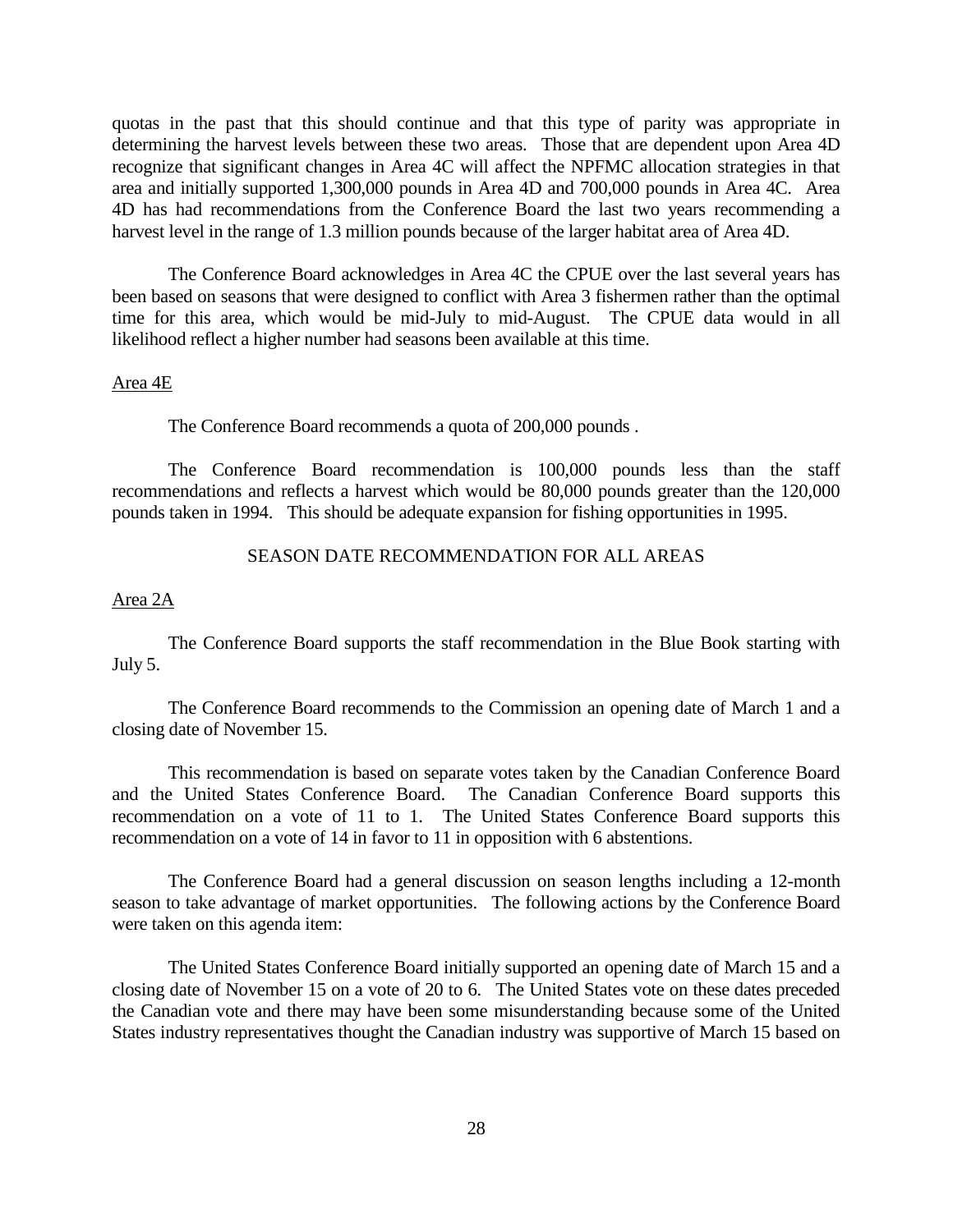quotas in the past that this should continue and that this type of parity was appropriate in determining the harvest levels between these two areas. Those that are dependent upon Area 4D recognize that significant changes in Area 4C will affect the NPFMC allocation strategies in that area and initially supported 1,300,000 pounds in Area 4D and 700,000 pounds in Area 4C. Area 4D has had recommendations from the Conference Board the last two years recommending a harvest level in the range of 1.3 million pounds because of the larger habitat area of Area 4D.

The Conference Board acknowledges in Area 4C the CPUE over the last several years has been based on seasons that were designed to conflict with Area 3 fishermen rather than the optimal time for this area, which would be mid-July to mid-August. The CPUE data would in all likelihood reflect a higher number had seasons been available at this time.

Area 4E

The Conference Board recommends a quota of 200,000 pounds .

The Conference Board recommendation is 100,000 pounds less than the staff recommendations and reflects a harvest which would be 80,000 pounds greater than the 120,000 pounds taken in 1994. This should be adequate expansion for fishing opportunities in 1995.

## SEASON DATE RECOMMENDATION FOR ALL AREAS

Area 2A

The Conference Board supports the staff recommendation in the Blue Book starting with July 5.

The Conference Board recommends to the Commission an opening date of March 1 and a closing date of November 15.

This recommendation is based on separate votes taken by the Canadian Conference Board and the United States Conference Board. The Canadian Conference Board supports this recommendation on a vote of 11 to 1. The United States Conference Board supports this recommendation on a vote of 14 in favor to 11 in opposition with 6 abstentions.

The Conference Board had a general discussion on season lengths including a 12-month season to take advantage of market opportunities. The following actions by the Conference Board were taken on this agenda item:

The United States Conference Board initially supported an opening date of March 15 and a closing date of November 15 on a vote of 20 to 6. The United States vote on these dates preceded the Canadian vote and there may have been some misunderstanding because some of the United States industry representatives thought the Canadian industry was supportive of March 15 based on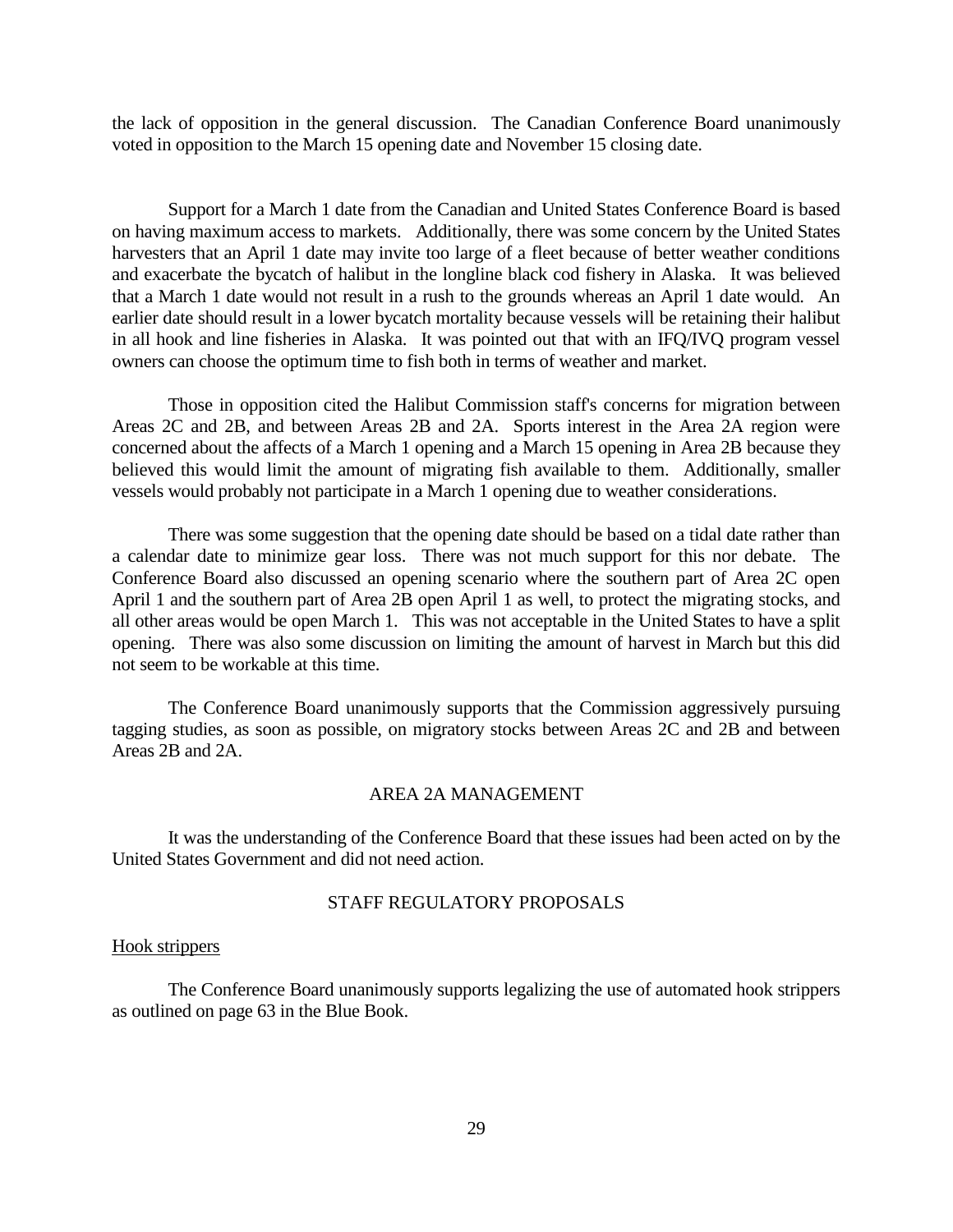the lack of opposition in the general discussion. The Canadian Conference Board unanimously voted in opposition to the March 15 opening date and November 15 closing date.

Support for a March 1 date from the Canadian and United States Conference Board is based on having maximum access to markets. Additionally, there was some concern by the United States harvesters that an April 1 date may invite too large of a fleet because of better weather conditions and exacerbate the bycatch of halibut in the longline black cod fishery in Alaska. It was believed that a March 1 date would not result in a rush to the grounds whereas an April 1 date would. An earlier date should result in a lower bycatch mortality because vessels will be retaining their halibut in all hook and line fisheries in Alaska. It was pointed out that with an IFQ/IVQ program vessel owners can choose the optimum time to fish both in terms of weather and market.

Those in opposition cited the Halibut Commission staff's concerns for migration between Areas 2C and 2B, and between Areas 2B and 2A. Sports interest in the Area 2A region were concerned about the affects of a March 1 opening and a March 15 opening in Area 2B because they believed this would limit the amount of migrating fish available to them. Additionally, smaller vessels would probably not participate in a March 1 opening due to weather considerations.

There was some suggestion that the opening date should be based on a tidal date rather than a calendar date to minimize gear loss. There was not much support for this nor debate. The Conference Board also discussed an opening scenario where the southern part of Area 2C open April 1 and the southern part of Area 2B open April 1 as well, to protect the migrating stocks, and all other areas would be open March 1. This was not acceptable in the United States to have a split opening. There was also some discussion on limiting the amount of harvest in March but this did not seem to be workable at this time.

The Conference Board unanimously supports that the Commission aggressively pursuing tagging studies, as soon as possible, on migratory stocks between Areas 2C and 2B and between Areas 2B and 2A.

## AREA 2A MANAGEMENT

It was the understanding of the Conference Board that these issues had been acted on by the United States Government and did not need action.

## STAFF REGULATORY PROPOSALS

### Hook strippers

The Conference Board unanimously supports legalizing the use of automated hook strippers as outlined on page 63 in the Blue Book.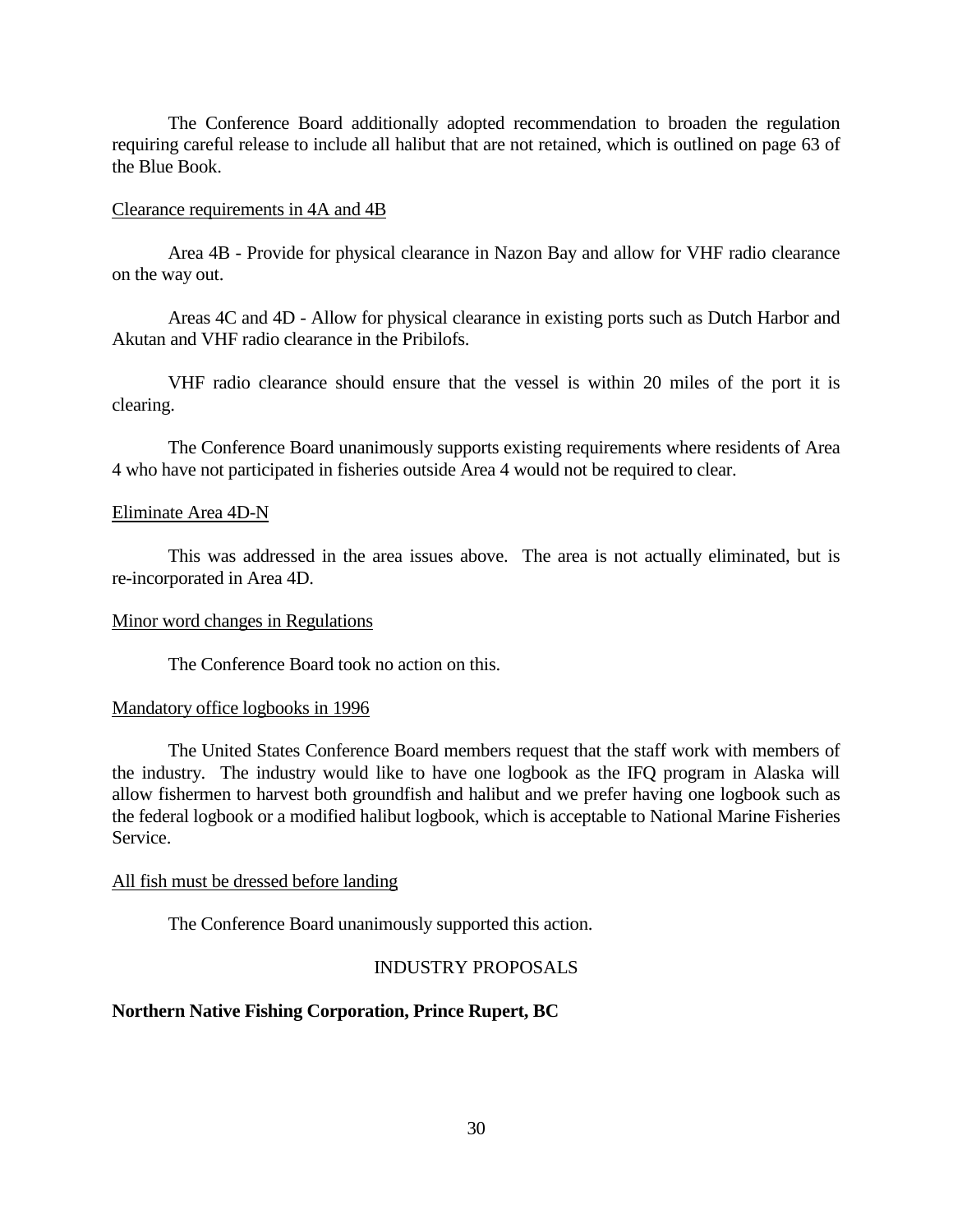The Conference Board additionally adopted recommendation to broaden the regulation requiring careful release to include all halibut that are not retained, which is outlined on page 63 of the Blue Book.

Clearance requirements in 4A and 4B

Area 4B - Provide for physical clearance in Nazon Bay and allow for VHF radio clearance on the way out.

Areas 4C and 4D - Allow for physical clearance in existing ports such as Dutch Harbor and Akutan and VHF radio clearance in the Pribilofs.

VHF radio clearance should ensure that the vessel is within 20 miles of the port it is clearing.

The Conference Board unanimously supports existing requirements where residents of Area 4 who have not participated in fisheries outside Area 4 would not be required to clear.

Eliminate Area 4D-N

This was addressed in the area issues above. The area is not actually eliminated, but is re-incorporated in Area 4D.

Minor word changes in Regulations

The Conference Board took no action on this.

Mandatory office logbooks in 1996

The United States Conference Board members request that the staff work with members of the industry. The industry would like to have one logbook as the IFQ program in Alaska will allow fishermen to harvest both groundfish and halibut and we prefer having one logbook such as the federal logbook or a modified halibut logbook, which is acceptable to National Marine Fisheries Service.

All fish must be dressed before landing

The Conference Board unanimously supported this action.

## INDUSTRY PROPOSALS

**Northern Native Fishing Corporation, Prince Rupert, BC**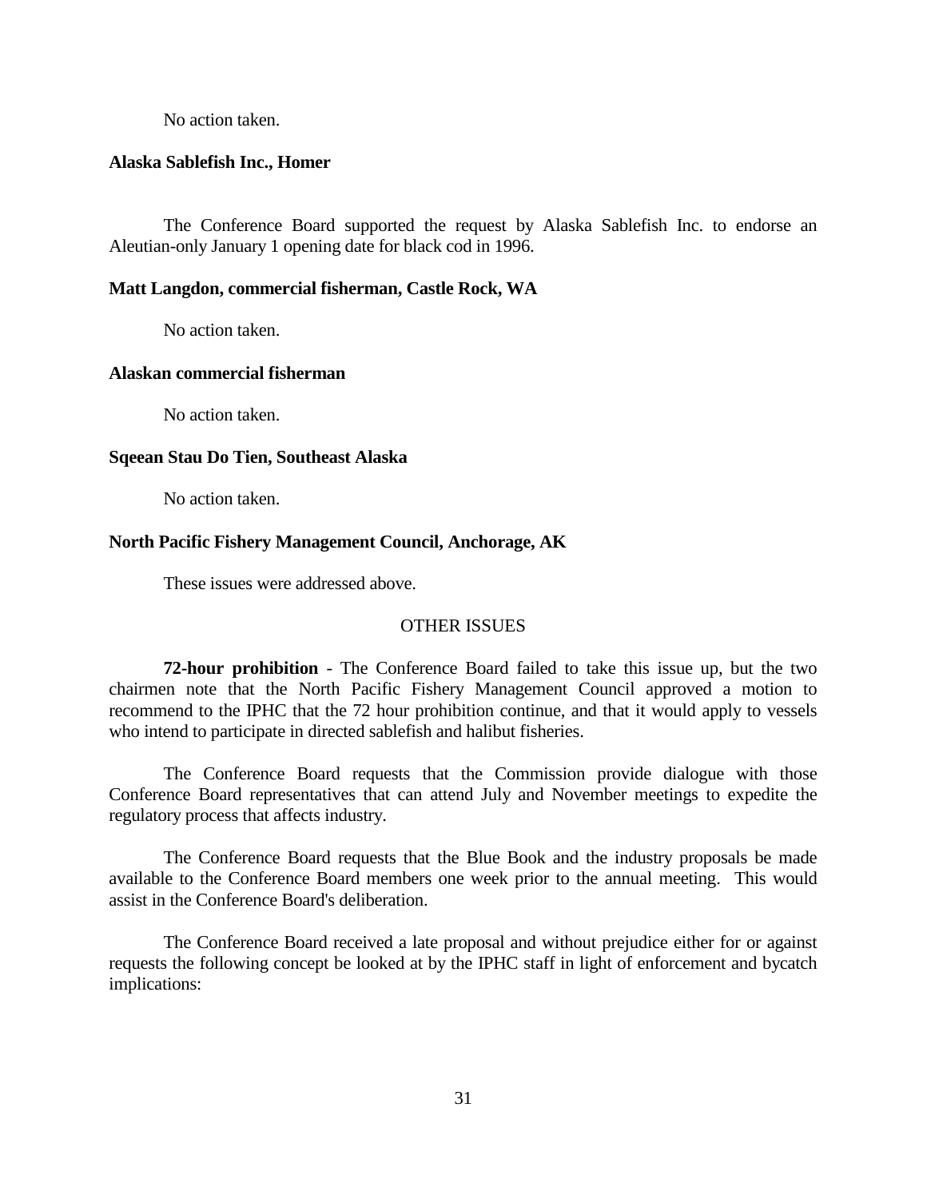No action taken.

**Alaska Sablefish Inc., Homer**

The Conference Board supported the request by Alaska Sablefish Inc. to endorse an Aleutian-only January 1 opening date for black cod in 1996.

**Matt Langdon, commercial fisherman, Castle Rock, WA**

No action taken.

**Alaskan commercial fisherman**

No action taken.

**Sqeean Stau Do Tien, Southeast Alaska**

No action taken.

**North Pacific Fishery Management Council, Anchorage, AK**

These issues were addressed above.

## OTHER ISSUES

**72-hour prohibition** - The Conference Board failed to take this issue up, but the two chairmen note that the North Pacific Fishery Management Council approved a motion to recommend to the IPHC that the 72 hour prohibition continue, and that it would apply to vessels who intend to participate in directed sablefish and halibut fisheries.

The Conference Board requests that the Commission provide dialogue with those Conference Board representatives that can attend July and November meetings to expedite the regulatory process that affects industry.

The Conference Board requests that the Blue Book and the industry proposals be made available to the Conference Board members one week prior to the annual meeting. This would assist in the Conference Board's deliberation.

The Conference Board received a late proposal and without prejudice either for or against requests the following concept be looked at by the IPHC staff in light of enforcement and bycatch implications: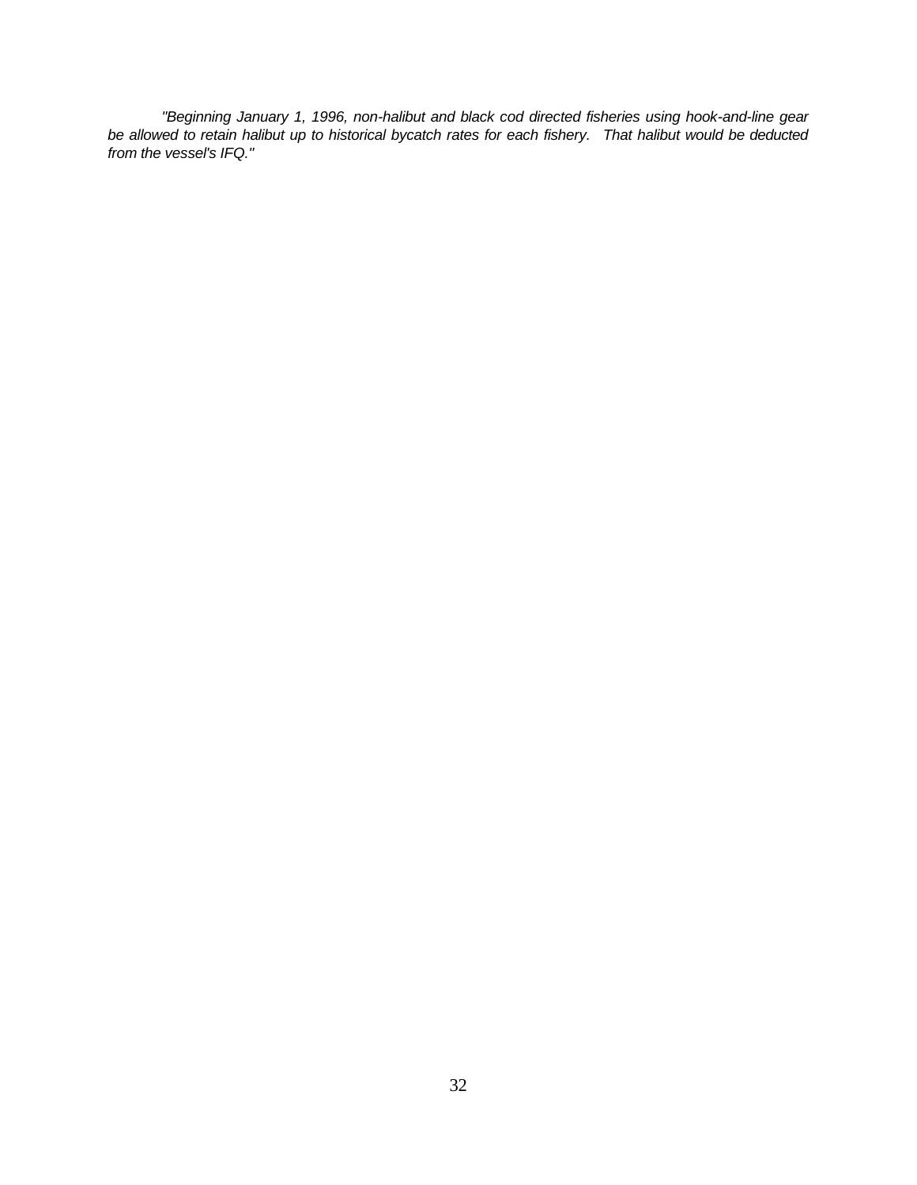*"Beginning January 1, 1996, non-halibut and black cod directed fisheries using hook-and-line gear be allowed to retain halibut up to historical bycatch rates for each fishery. That halibut would be deducted from the vessel's IFQ."*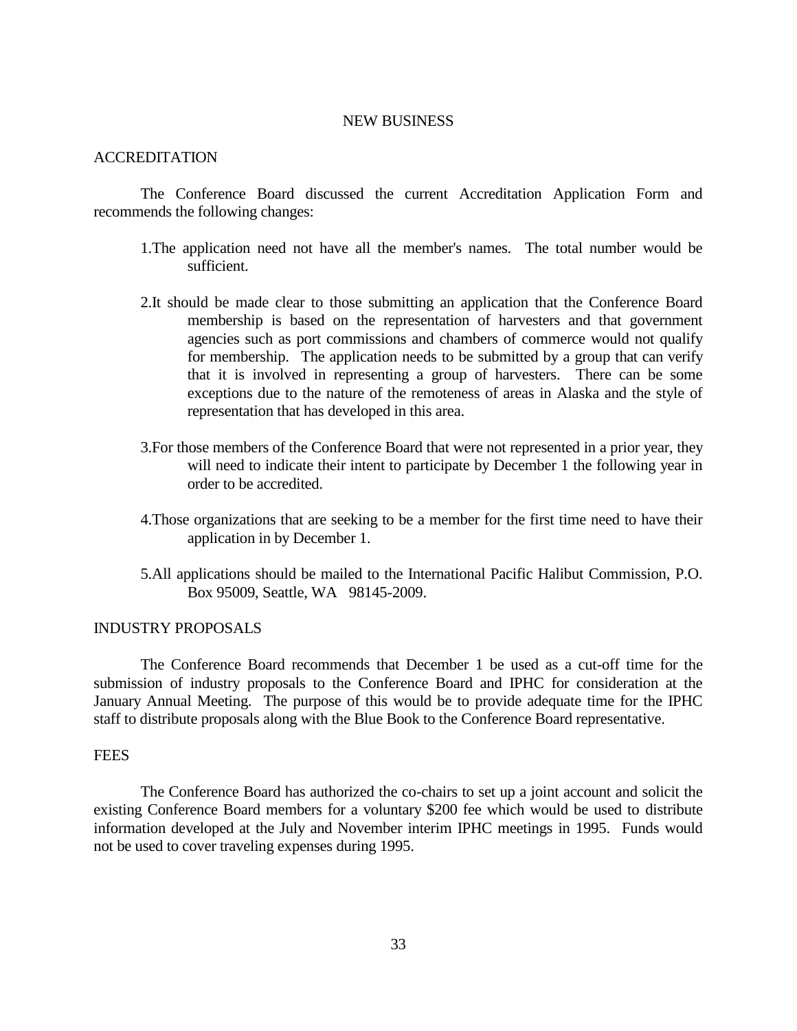## NEW BUSINESS

### ACCREDITATION

The Conference Board discussed the current Accreditation Application Form and recommends the following changes:

1. The application need not have all the member's names. The total number would be sufficient.

2. It should be made clear to those submitting an application that the Conference Board membership is based on the representation of harvesters and that government agencies such as port commissions and chambers of commerce would not qualify for membership. The application needs to be submitted by a group that can verify that it is involved in representing a group of harvesters. There can be some exceptions due to the nature of the remoteness of areas in Alaska and the style of representation that has developed in this area.

3. For those members of the Conference Board that were not represented in a prior year, they will need to indicate their intent to participate by December 1 the following year in order to be accredited.

4. Those organizations that are seeking to be a member for the first time need to have their application in by December 1.

5. All applications should be mailed to the International Pacific Halibut Commission, P.O. Box 95009, Seattle, WA 98145-2009.

### INDUSTRY PROPOSALS

The Conference Board recommends that December 1 be used as a cut-off time for the submission of industry proposals to the Conference Board and IPHC for consideration at the January Annual Meeting. The purpose of this would be to provide adequate time for the IPHC staff to distribute proposals along with the Blue Book to the Conference Board representative.

### FEES

The Conference Board has authorized the co-chairs to set up a joint account and solicit the existing Conference Board members for a voluntary $200 fee which would be used to distribute information developed at the July and November interim IPHC meetings in 1995. Funds would not be used to cover traveling expenses during 1995.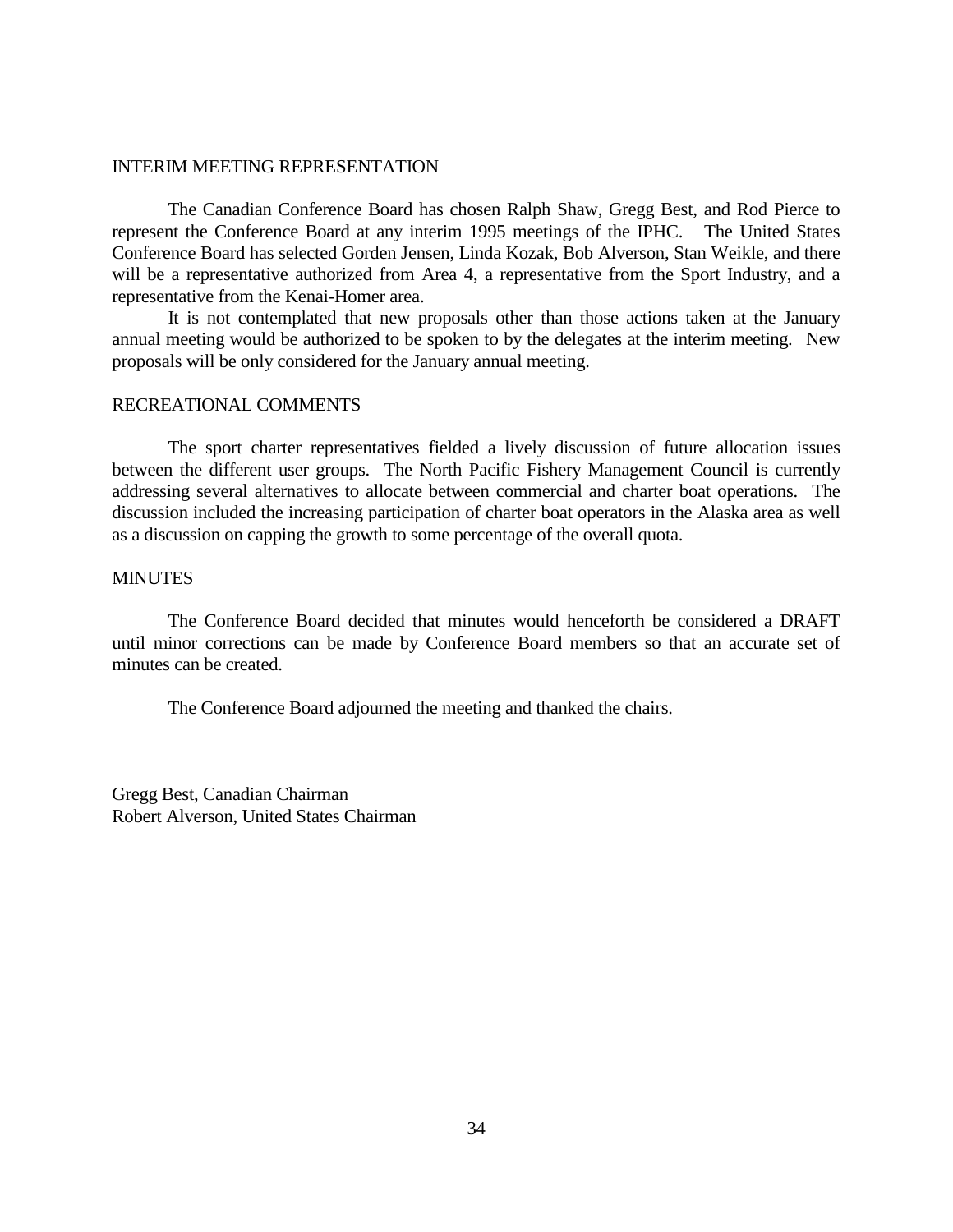## INTERIM MEETING REPRESENTATION

The Canadian Conference Board has chosen Ralph Shaw, Gregg Best, and Rod Pierce to represent the Conference Board at any interim 1995 meetings of the IPHC. The United States Conference Board has selected Gorden Jensen, Linda Kozak, Bob Alverson, Stan Weikle, and there will be a representative authorized from Area 4, a representative from the Sport Industry, and a representative from the Kenai-Homer area.

It is not contemplated that new proposals other than those actions taken at the January annual meeting would be authorized to be spoken to by the delegates at the interim meeting. New proposals will be only considered for the January annual meeting.

## RECREATIONAL COMMENTS

The sport charter representatives fielded a lively discussion of future allocation issues between the different user groups. The North Pacific Fishery Management Council is currently addressing several alternatives to allocate between commercial and charter boat operations. The discussion included the increasing participation of charter boat operators in the Alaska area as well as a discussion on capping the growth to some percentage of the overall quota.

## MINUTES

The Conference Board decided that minutes would henceforth be considered a DRAFT until minor corrections can be made by Conference Board members so that an accurate set of minutes can be created.

The Conference Board adjourned the meeting and thanked the chairs.

Gregg Best, Canadian Chairman
Robert Alverson, United States Chairman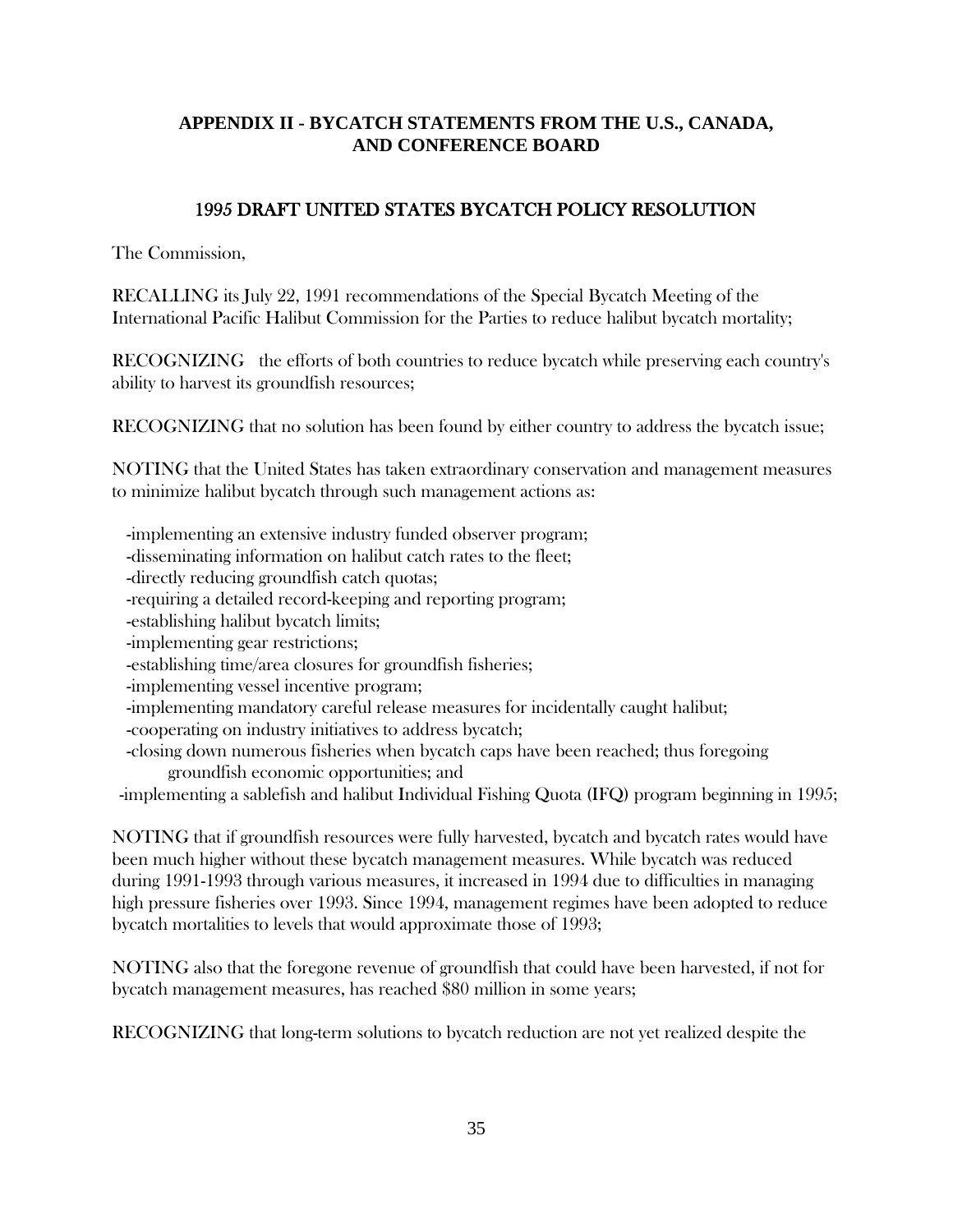## APPENDIX II - BYCATCH STATEMENTS FROM THE U.S., CANADA, AND CONFERENCE BOARD

### 1995 DRAFT UNITED STATES BYCATCH POLICY RESOLUTION

The Commission,

RECALLING its July 22, 1991 recommendations of the Special Bycatch Meeting of the International Pacific Halibut Commission for the Parties to reduce halibut bycatch mortality;

RECOGNIZING the efforts of both countries to reduce bycatch while preserving each country's ability to harvest its groundfish resources;

RECOGNIZING that no solution has been found by either country to address the bycatch issue;

NOTING that the United States has taken extraordinary conservation and management measures to minimize halibut bycatch through such management actions as:

- -implementing an extensive industry funded observer program;
- -disseminating information on halibut catch rates to the fleet;
- -directly reducing groundfish catch quotas;
- -requiring a detailed record-keeping and reporting program;
- -establishing halibut bycatch limits;
- -implementing gear restrictions;
- -establishing time/area closures for groundfish fisheries;
- -implementing vessel incentive program;
- -implementing mandatory careful release measures for incidentally caught halibut;
- -cooperating on industry initiatives to address bycatch;
- -closing down numerous fisheries when bycatch caps have been reached; thus foregoing groundfish economic opportunities; and
- -implementing a sablefish and halibut Individual Fishing Quota (IFQ) program beginning in 1995;

NOTING that if groundfish resources were fully harvested, bycatch and bycatch rates would have been much higher without these bycatch management measures. While bycatch was reduced during 1991-1993 through various measures, it increased in 1994 due to difficulties in managing high pressure fisheries over 1993. Since 1994, management regimes have been adopted to reduce bycatch mortalities to levels that would approximate those of 1993;

NOTING also that the foregone revenue of groundfish that could have been harvested, if not for bycatch management measures, has reached $80 million in some years;

RECOGNIZING that long-term solutions to bycatch reduction are not yet realized despite the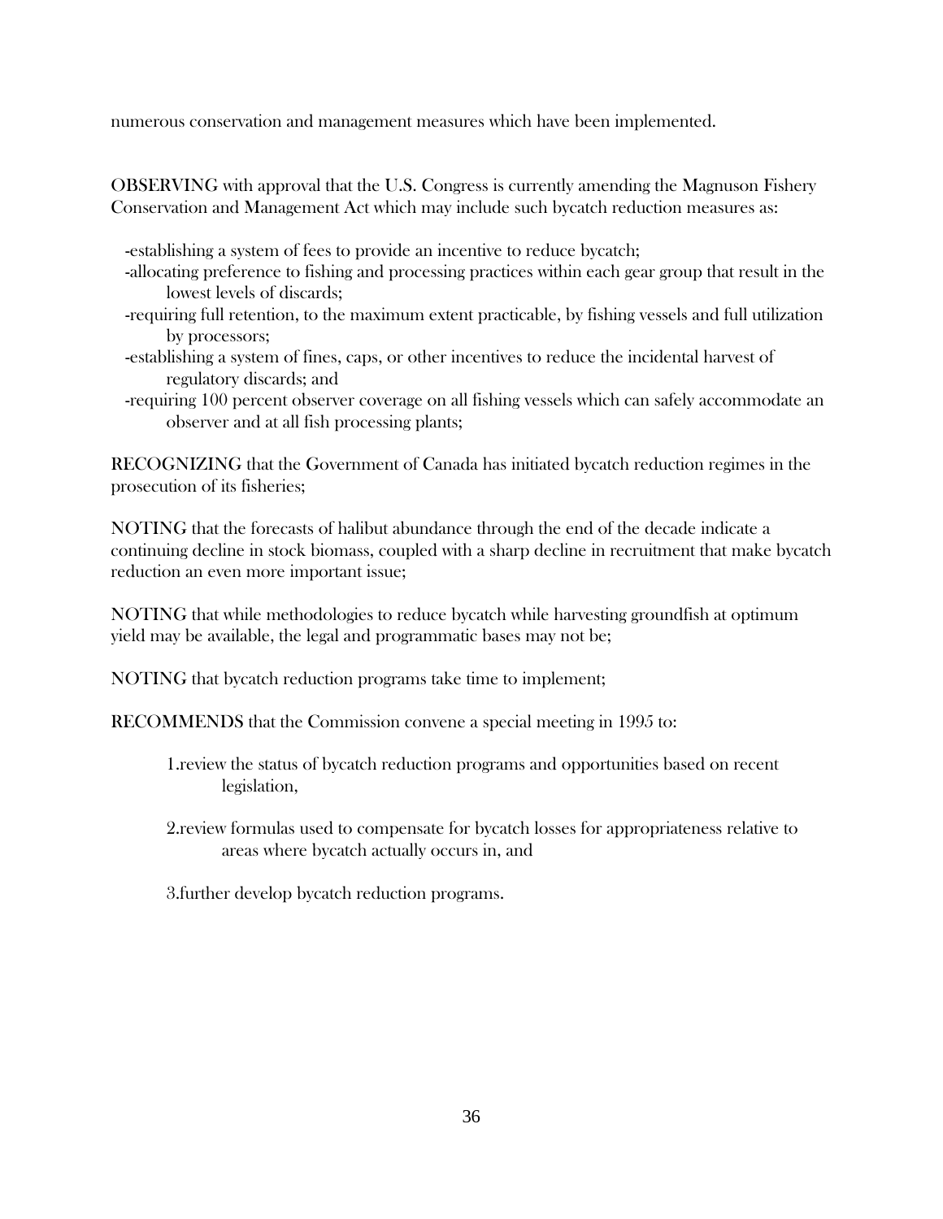numerous conservation and management measures which have been implemented.

**OBSERVING** with approval that the U.S. Congress is currently amending the Magnuson Fishery Conservation and Management Act which may include such bycatch reduction measures as:

-establishing a system of fees to provide an incentive to reduce bycatch;
-allocating preference to fishing and processing practices within each gear group that result in the lowest levels of discards;
-requiring full retention, to the maximum extent practicable, by fishing vessels and full utilization by processors;
-establishing a system of fines, caps, or other incentives to reduce the incidental harvest of regulatory discards; and
-requiring 100 percent observer coverage on all fishing vessels which can safely accommodate an observer and at all fish processing plants;

**RECOGNIZING** that the Government of Canada has initiated bycatch reduction regimes in the prosecution of its fisheries;

**NOTING** that the forecasts of halibut abundance through the end of the decade indicate a continuing decline in stock biomass, coupled with a sharp decline in recruitment that make bycatch reduction an even more important issue;

**NOTING** that while methodologies to reduce bycatch while harvesting groundfish at optimum yield may be available, the legal and programmatic bases may not be;

**NOTING** that bycatch reduction programs take time to implement;

**RECOMMENDS** that the Commission convene a special meeting in 1995 to:

1. review the status of bycatch reduction programs and opportunities based on recent legislation,

2. review formulas used to compensate for bycatch losses for appropriateness relative to areas where bycatch actually occurs in, and

3. further develop bycatch reduction programs.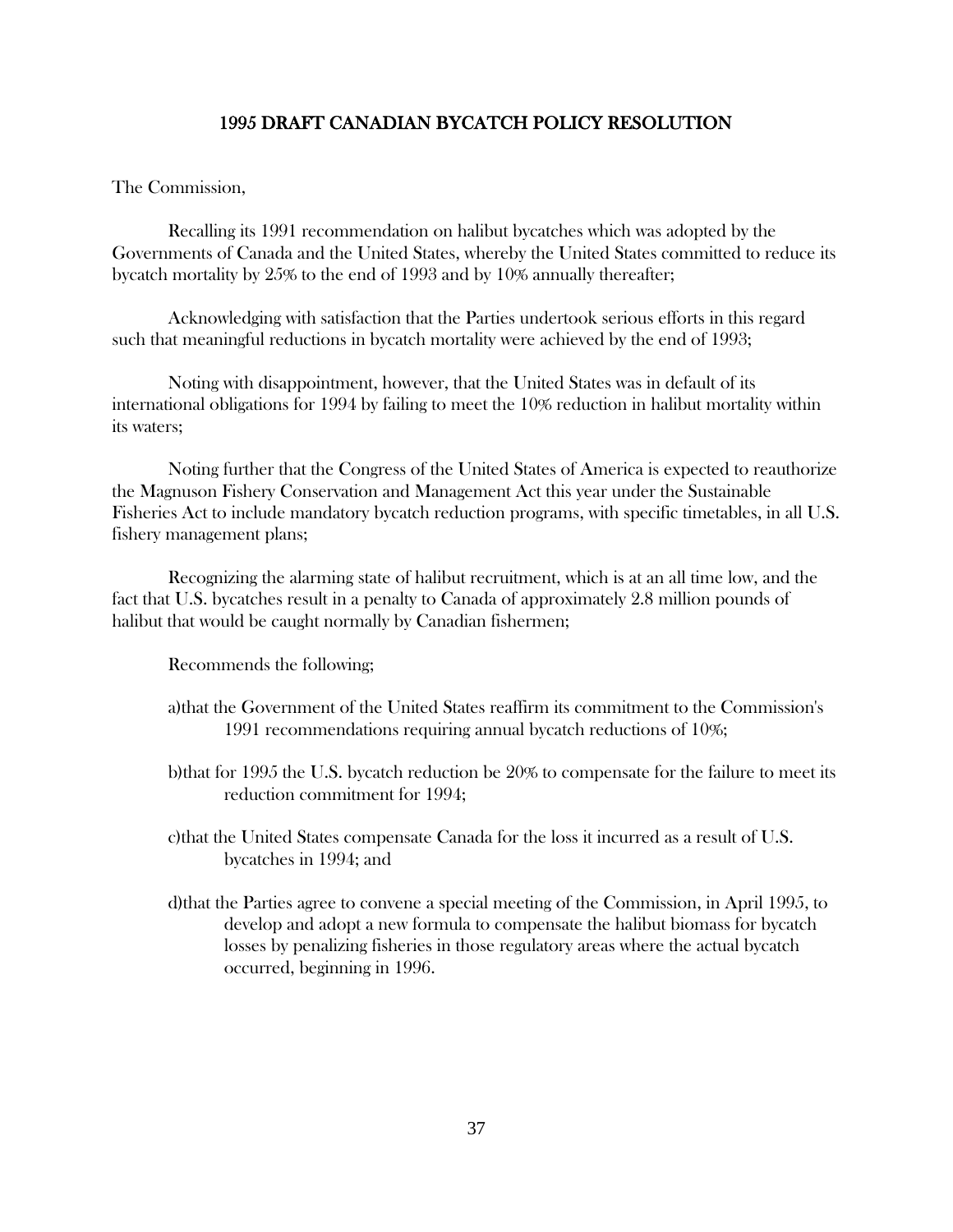## 1995 DRAFT CANADIAN BYCATCH POLICY RESOLUTION

The Commission,

Recalling its 1991 recommendation on halibut bycatches which was adopted by the Governments of Canada and the United States, whereby the United States committed to reduce its bycatch mortality by 25% to the end of 1993 and by 10% annually thereafter;

Acknowledging with satisfaction that the Parties undertook serious efforts in this regard such that meaningful reductions in bycatch mortality were achieved by the end of 1993;

Noting with disappointment, however, that the United States was in default of its international obligations for 1994 by failing to meet the 10% reduction in halibut mortality within its waters;

Noting further that the Congress of the United States of America is expected to reauthorize the Magnuson Fishery Conservation and Management Act this year under the Sustainable Fisheries Act to include mandatory bycatch reduction programs, with specific timetables, in all U.S. fishery management plans;

Recognizing the alarming state of halibut recruitment, which is at an all time low, and the fact that U.S. bycatches result in a penalty to Canada of approximately 2.8 million pounds of halibut that would be caught normally by Canadian fishermen;

Recommends the following;

a) that the Government of the United States reaffirm its commitment to the Commission's 1991 recommendations requiring annual bycatch reductions of 10%;

b) that for 1995 the U.S. bycatch reduction be 20% to compensate for the failure to meet its reduction commitment for 1994;

c) that the United States compensate Canada for the loss it incurred as a result of U.S. bycatches in 1994; and

d) that the Parties agree to convene a special meeting of the Commission, in April 1995, to develop and adopt a new formula to compensate the halibut biomass for bycatch losses by penalizing fisheries in those regulatory areas where the actual bycatch occurred, beginning in 1996.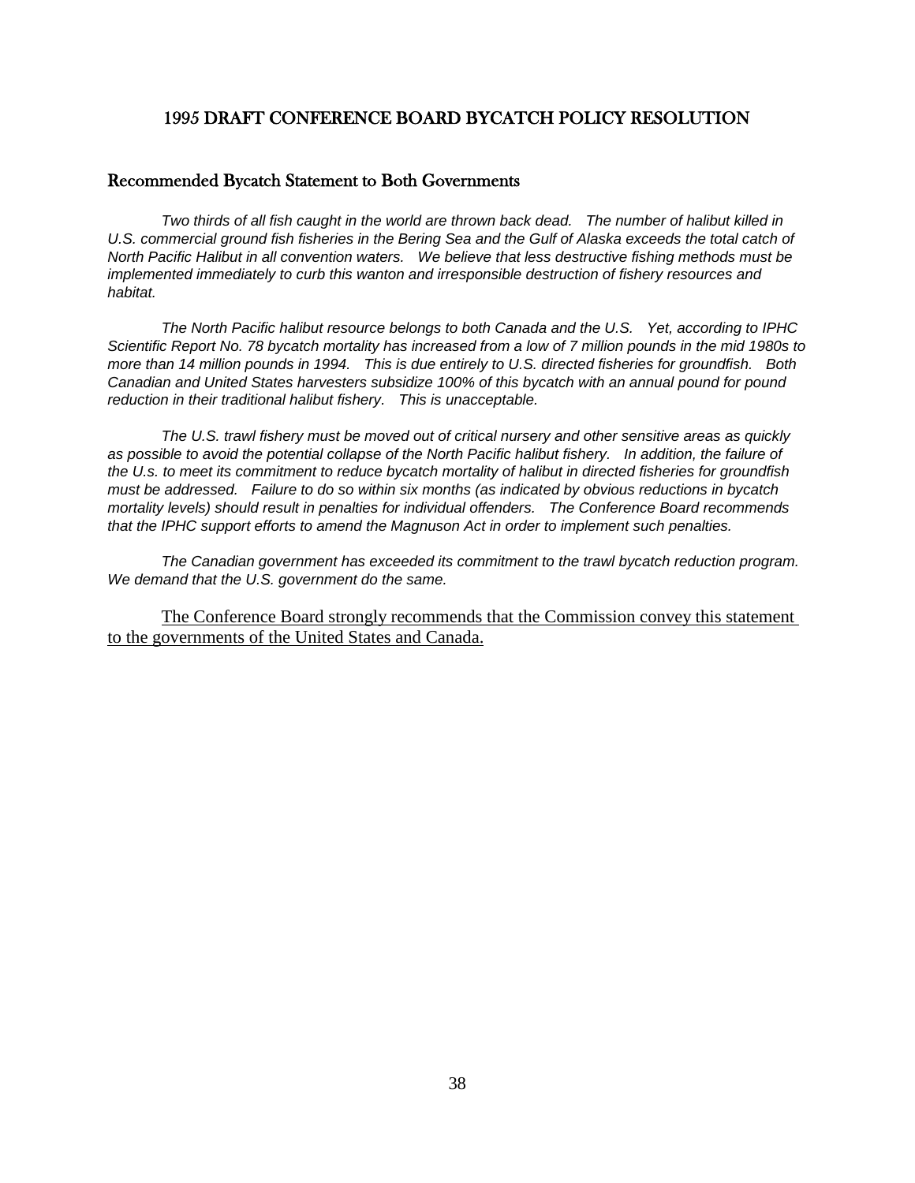# 1995 DRAFT CONFERENCE BOARD BYCATCH POLICY RESOLUTION

## Recommended Bycatch Statement to Both Governments

*Two thirds of all fish caught in the world are thrown back dead. The number of halibut killed in U.S. commercial ground fish fisheries in the Bering Sea and the Gulf of Alaska exceeds the total catch of North Pacific Halibut in all convention waters. We believe that less destructive fishing methods must be implemented immediately to curb this wanton and irresponsible destruction of fishery resources and habitat.*

*The North Pacific halibut resource belongs to both Canada and the U.S. Yet, according to IPHC Scientific Report No. 78 bycatch mortality has increased from a low of 7 million pounds in the mid 1980s to more than 14 million pounds in 1994. This is due entirely to U.S. directed fisheries for groundfish. Both Canadian and United States harvesters subsidize 100% of this bycatch with an annual pound for pound reduction in their traditional halibut fishery. This is unacceptable.*

*The U.S. trawl fishery must be moved out of critical nursery and other sensitive areas as quickly as possible to avoid the potential collapse of the North Pacific halibut fishery. In addition, the failure of the U.s. to meet its commitment to reduce bycatch mortality of halibut in directed fisheries for groundfish must be addressed. Failure to do so within six months (as indicated by obvious reductions in bycatch mortality levels) should result in penalties for individual offenders. The Conference Board recommends that the IPHC support efforts to amend the Magnuson Act in order to implement such penalties.*

*The Canadian government has exceeded its commitment to the trawl bycatch reduction program. We demand that the U.S. government do the same.*

<u>The Conference Board strongly recommends that the Commission convey this statement to the governments of the United States and Canada.</u>